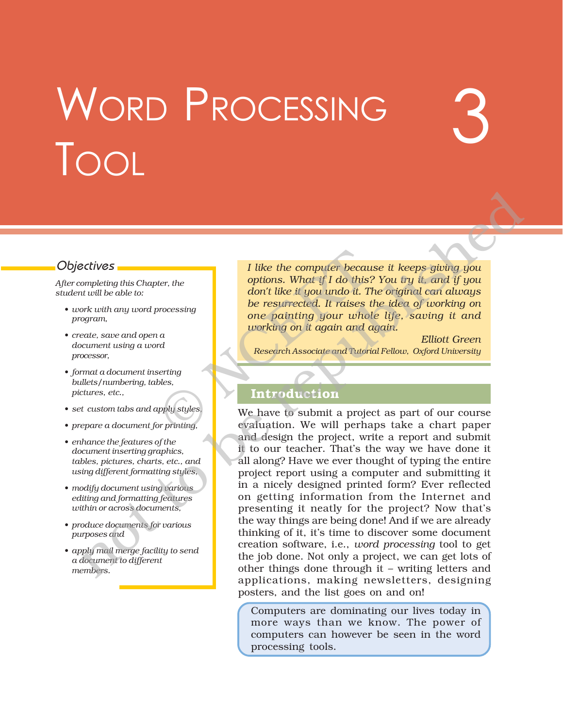# Word Processing Tool

# 3

### *Objectives*

*After completing this Chapter, the student will be able to:*

- *work with any word processing program,*
- *create, save and open a document using a word processor,*
- *format a document inserting bullets/numbering, tables, pictures, etc.,*
- *set custom tabs and apply styles,*
- *prepare a document for printing,*
- *enhance the features of the document inserting graphics, tables, pictures, charts, etc., and using different formatting styles,*
- *modify document using various editing and formatting features within or across documents,*
- *produce documents for various purposes and*
- *apply mail merge facility to send a document to different members.*

> *I like the computer because it keeps giving you options. What if I do this? You try it, and if you don't like it you undo it. The original can always be resurrected. It raises the idea of working on one painting your whole life, saving it and working on it again and again.*
>
> *Elliott Green*
> *Research Associate and Tutorial Fellow, Oxford University*

## Introduction

We have to submit a project as part of our course evaluation. We will perhaps take a chart paper and design the project, write a report and submit it to our teacher. That's the way we have done it all along? Have we ever thought of typing the entire project report using a computer and submitting it in a nicely designed printed form? Ever reflected on getting information from the Internet and presenting it neatly for the project? Now that's the way things are being done! And if we are already thinking of it, it's time to discover some document creation software, i.e., *word processing* tool to get the job done. Not only a project, we can get lots of other things done through it – writing letters and applications, making newsletters, designing posters, and the list goes on and on!

> Computers are dominating our lives today in more ways than we know. The power of computers can however be seen in the word processing tools.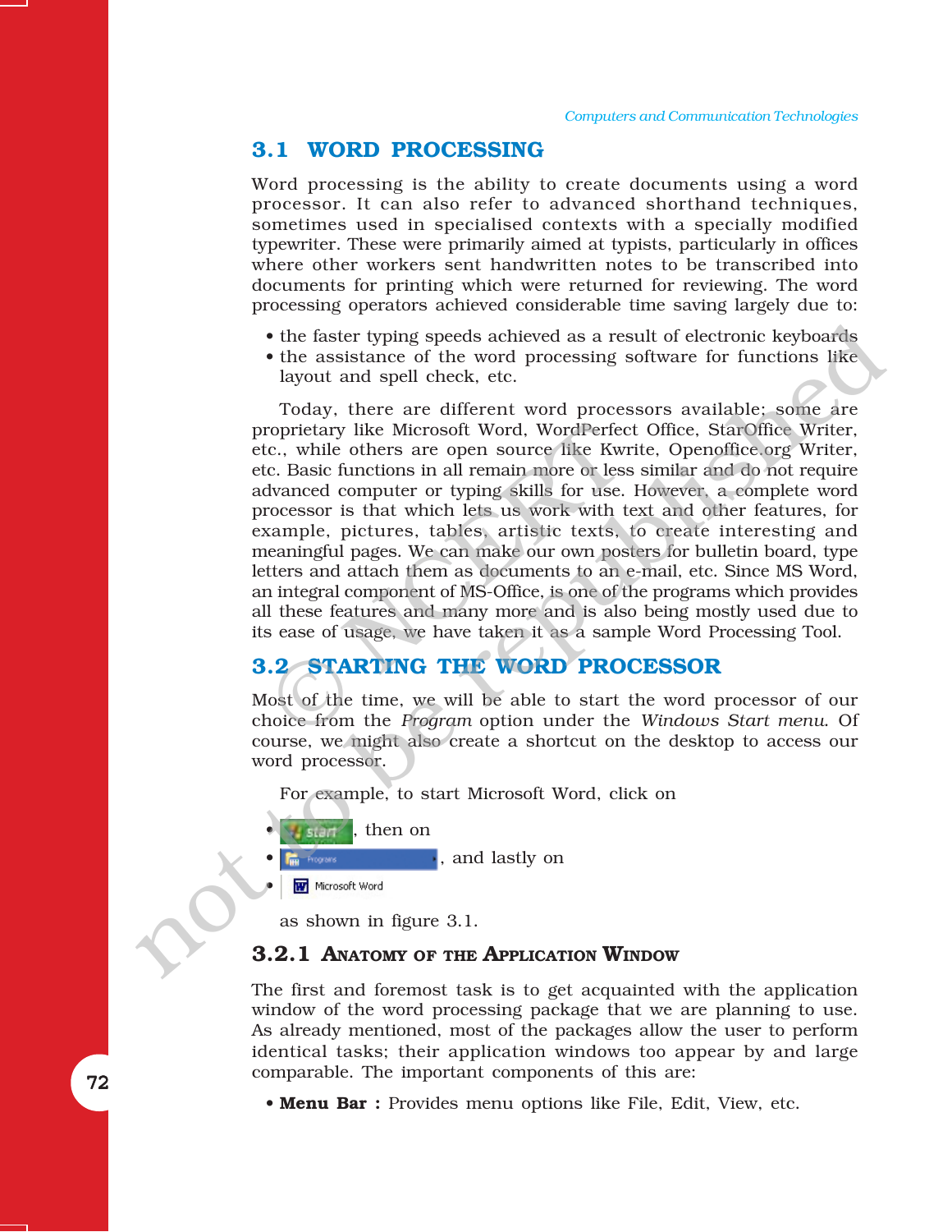## 3.1 WORD PROCESSING

Word processing is the ability to create documents using a word processor. It can also refer to advanced shorthand techniques, sometimes used in specialised contexts with a specially modified typewriter. These were primarily aimed at typists, particularly in offices where other workers sent handwritten notes to be transcribed into documents for printing which were returned for reviewing. The word processing operators achieved considerable time saving largely due to:

- the faster typing speeds achieved as a result of electronic keyboards
- the assistance of the word processing software for functions like layout and spell check, etc.

Today, there are different word processors available; some are proprietary like Microsoft Word, WordPerfect Office, StarOffice Writer, etc., while others are open source like Kwrite, Openoffice.org Writer, etc. Basic functions in all remain more or less similar and do not require advanced computer or typing skills for use. However, a complete word processor is that which lets us work with text and other features, for example, pictures, tables, artistic texts, to create interesting and meaningful pages. We can make our own posters for bulletin board, type letters and attach them as documents to an e-mail, etc. Since MS Word, an integral component of MS-Office, is one of the programs which provides all these features and many more and is also being mostly used due to its ease of usage, we have taken it as a sample Word Processing Tool.

## 3.2 STARTING THE WORD PROCESSOR

Most of the time, we will be able to start the word processor of our choice from the *Program* option under the *Windows Start menu*. Of course, we might also create a shortcut on the desktop to access our word processor.

For example, to start Microsoft Word, click on

- start, then on
- Programs, and lastly on
- Microsoft Word

as shown in figure 3.1.

### 3.2.1 Anatomy of the Application Window

The first and foremost task is to get acquainted with the application window of the word processing package that we are planning to use. As already mentioned, most of the packages allow the user to perform identical tasks; their application windows too appear by and large comparable. The important components of this are:

- **Menu Bar :** Provides menu options like File, Edit, View, etc.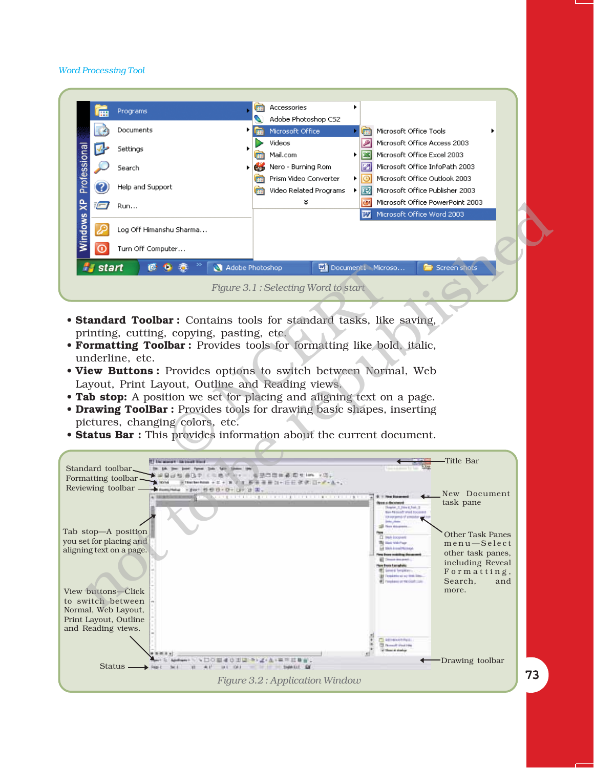Figure 3.1 : Selecting Word to start

- **Standard Toolbar :** Contains tools for standard tasks, like saving, printing, cutting, copying, pasting, etc.
- **Formatting Toolbar :** Provides tools for formatting like bold, italic, underline, etc.
- **View Buttons :** Provides options to switch between Normal, Web Layout, Print Layout, Outline and Reading views.
- **Tab stop:** A position we set for placing and aligning text on a page.
- **Drawing ToolBar :** Provides tools for drawing basic shapes, inserting pictures, changing colors, etc.
- **Status Bar :** This provides information about the current document.

Figure 3.2 : Application Window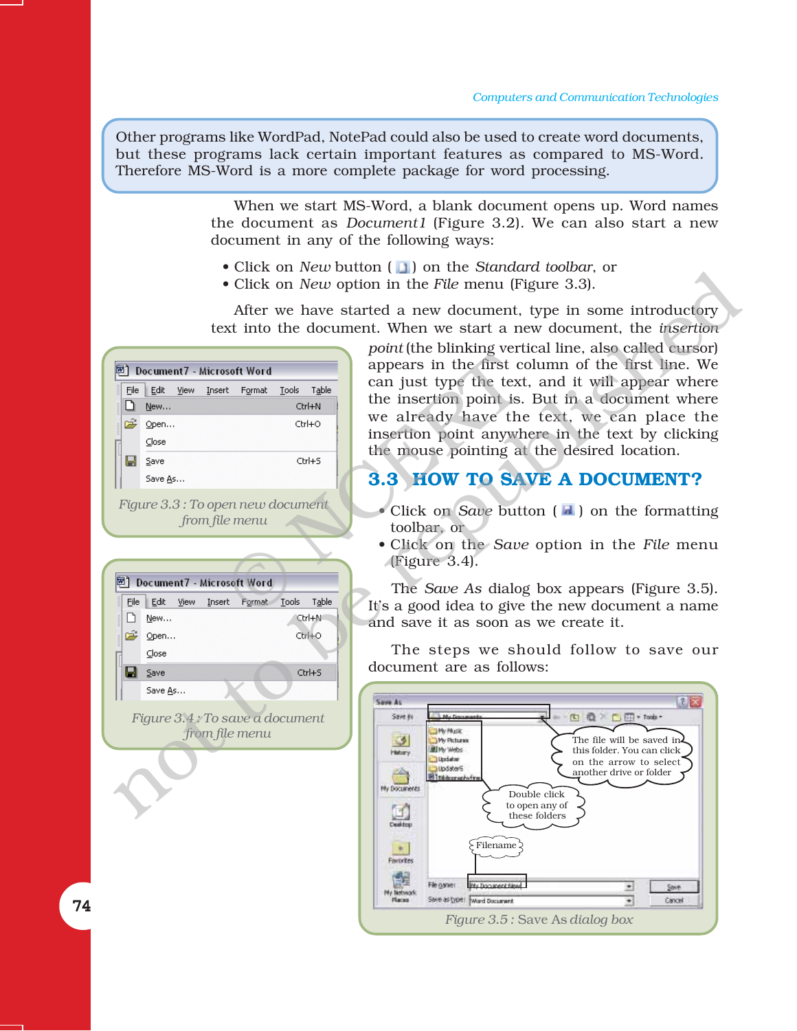Other programs like WordPad, NotePad could also be used to create word documents, but these programs lack certain important features as compared to MS-Word. Therefore MS-Word is a more complete package for word processing.

When we start MS-Word, a blank document opens up. Word names the document as *Document1* (Figure 3.2). We can also start a new document in any of the following ways:

- Click on *New* button ( ) on the *Standard toolbar*, or
- Click on *New* option in the *File* menu (Figure 3.3).

After we have started a new document, type in some introductory text into the document. When we start a new document, the *insertion point* (the blinking vertical line, also called cursor) appears in the first column of the first line. We can just type the text, and it will appear where the insertion point is. But in a document where we already have the text, we can place the insertion point anywhere in the text by clicking the mouse pointing at the desired location.

*Figure 3.3 : To open new document from file menu*

## 3.3 HOW TO SAVE A DOCUMENT?

- Click on *Save* button ( ) on the formatting toolbar, or
- Click on the *Save* option in the *File* menu (Figure 3.4).

*Figure 3.4 : To save a document from file menu*

The *Save As* dialog box appears (Figure 3.5). It's a good idea to give the new document a name and save it as soon as we create it.

The steps we should follow to save our document are as follows:

*Figure 3.5 : Save As dialog box*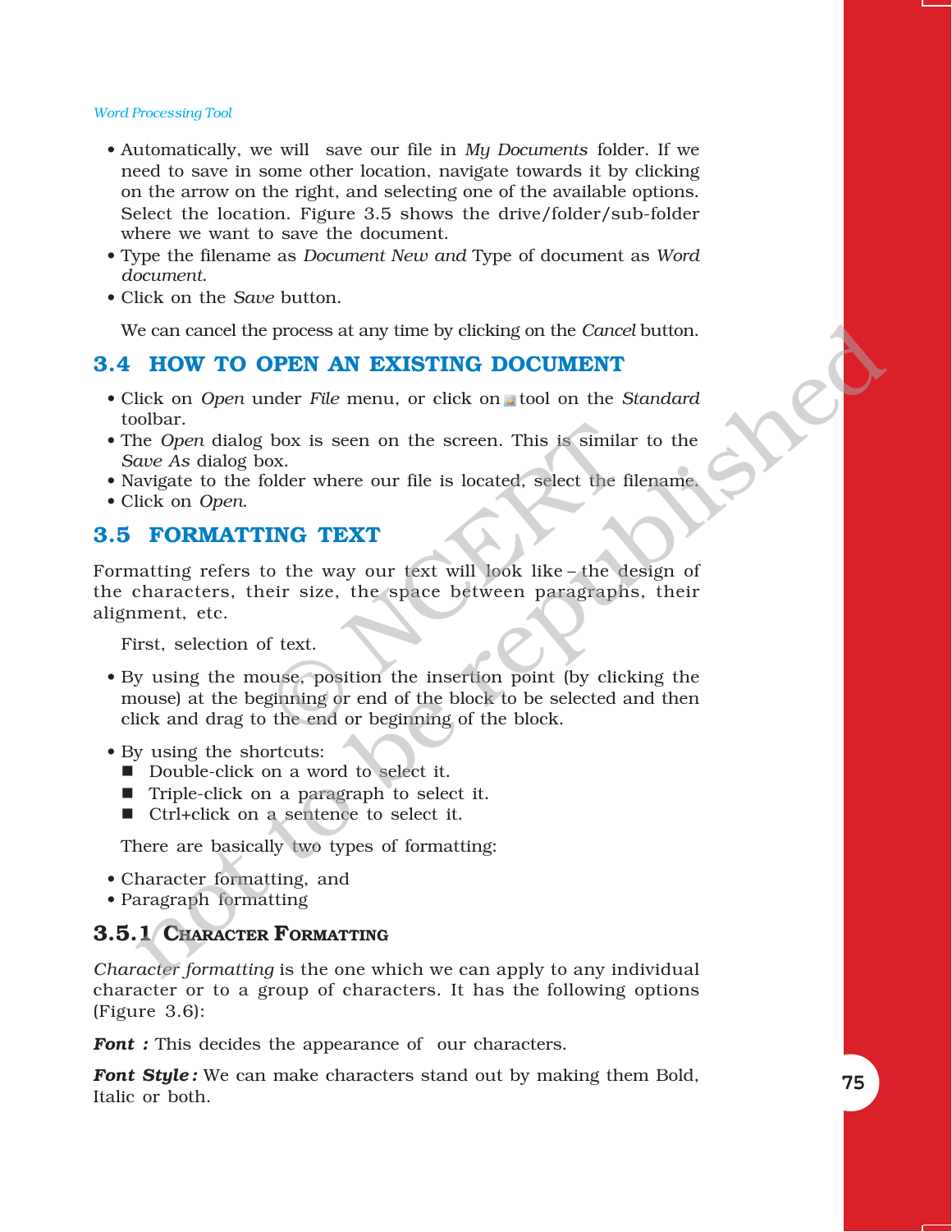- Automatically, we will save our file in *My Documents* folder. If we need to save in some other location, navigate towards it by clicking on the arrow on the right, and selecting one of the available options. Select the location. Figure 3.5 shows the drive/folder/sub-folder where we want to save the document.
- Type the filename as *Document New and* Type of document as *Word document*.
- Click on the *Save* button.

We can cancel the process at any time by clicking on the *Cancel* button.

## 3.4 HOW TO OPEN AN EXISTING DOCUMENT

- Click on *Open* under *File* menu, or click on tool on the *Standard* toolbar.
- The *Open* dialog box is seen on the screen. This is similar to the *Save As* dialog box.
- Navigate to the folder where our file is located, select the filename.
- Click on *Open*.

## 3.5 FORMATTING TEXT

Formatting refers to the way our text will look like – the design of the characters, their size, the space between paragraphs, their alignment, etc.

First, selection of text.

- By using the mouse, position the insertion point (by clicking the mouse) at the beginning or end of the block to be selected and then click and drag to the end or beginning of the block.
- By using the shortcuts:
  - Double-click on a word to select it.
  - Triple-click on a paragraph to select it.
  - Ctrl+click on a sentence to select it.

There are basically two types of formatting:

- Character formatting, and
- Paragraph formatting

### 3.5.1 Character Formatting

*Character formatting* is the one which we can apply to any individual character or to a group of characters. It has the following options (Figure 3.6):

***Font :*** This decides the appearance of our characters.

***Font Style :*** We can make characters stand out by making them Bold, Italic or both.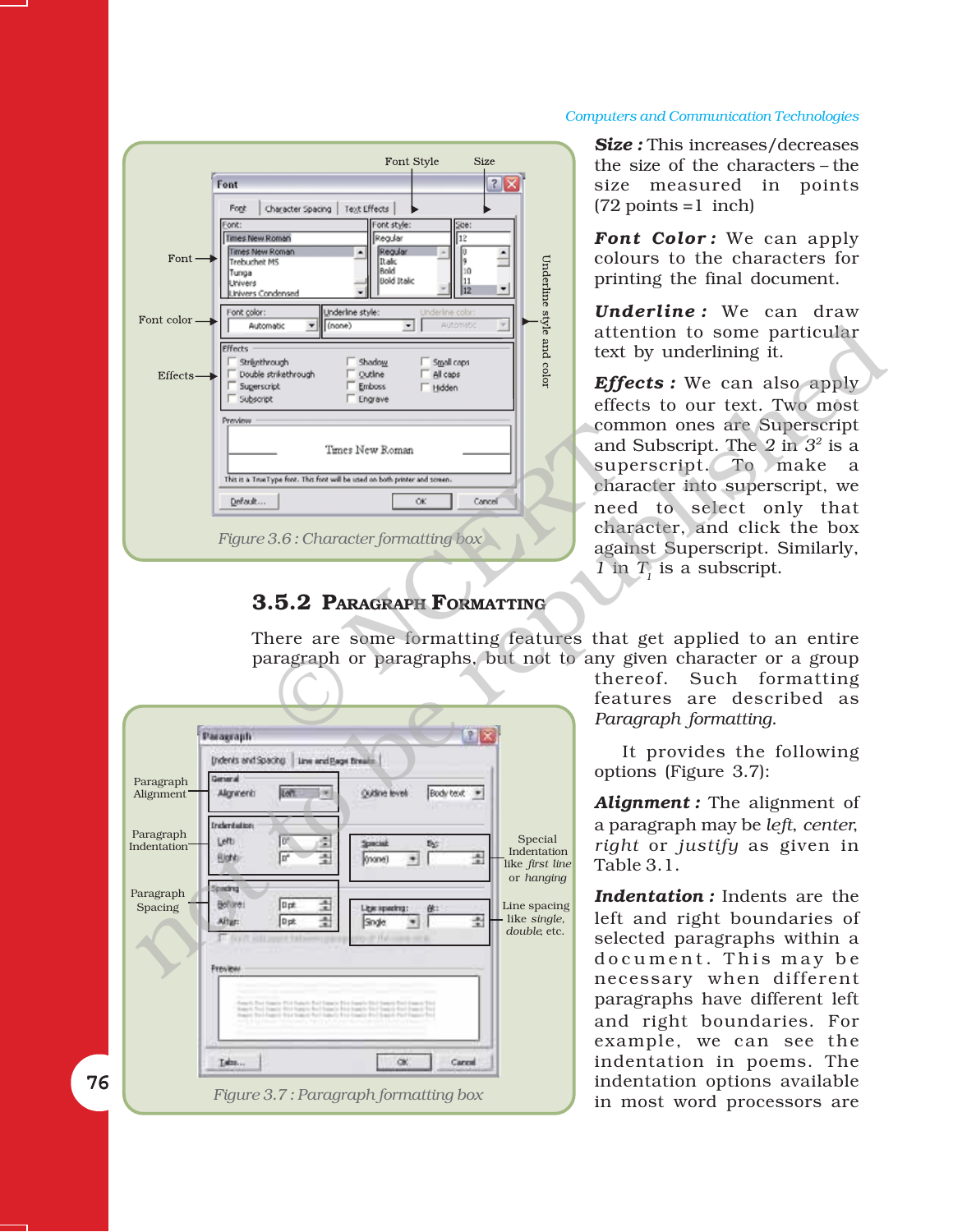Figure 3.6 : Character formatting box

**Size :** This increases/decreases the size of the characters – the size measured in points (72 points =1 inch)

**Font Color :** We can apply colours to the characters for printing the final document.

**Underline :** We can draw attention to some particular text by underlining it.

**Effects :** We can also apply effects to our text. Two most common ones are Superscript and Subscript. The *2* in *3*$^2$ is a superscript. To make a character into superscript, we need to select only that character, and click the box against Superscript. Similarly, *1* in $T_1$ is a subscript.

### 3.5.2 Paragraph Formatting

There are some formatting features that get applied to an entire paragraph or paragraphs, but not to any given character or a group thereof. Such formatting features are described as *Paragraph formatting.*

It provides the following options (Figure 3.7):

**Alignment :** The alignment of a paragraph may be *left, center, right* or *justify* as given in Table 3.1.

**Indentation :** Indents are the left and right boundaries of selected paragraphs within a document. This may be necessary when different paragraphs have different left and right boundaries. For example, we can see the indentation in poems. The indentation options available in most word processors are

Figure 3.7 : Paragraph formatting box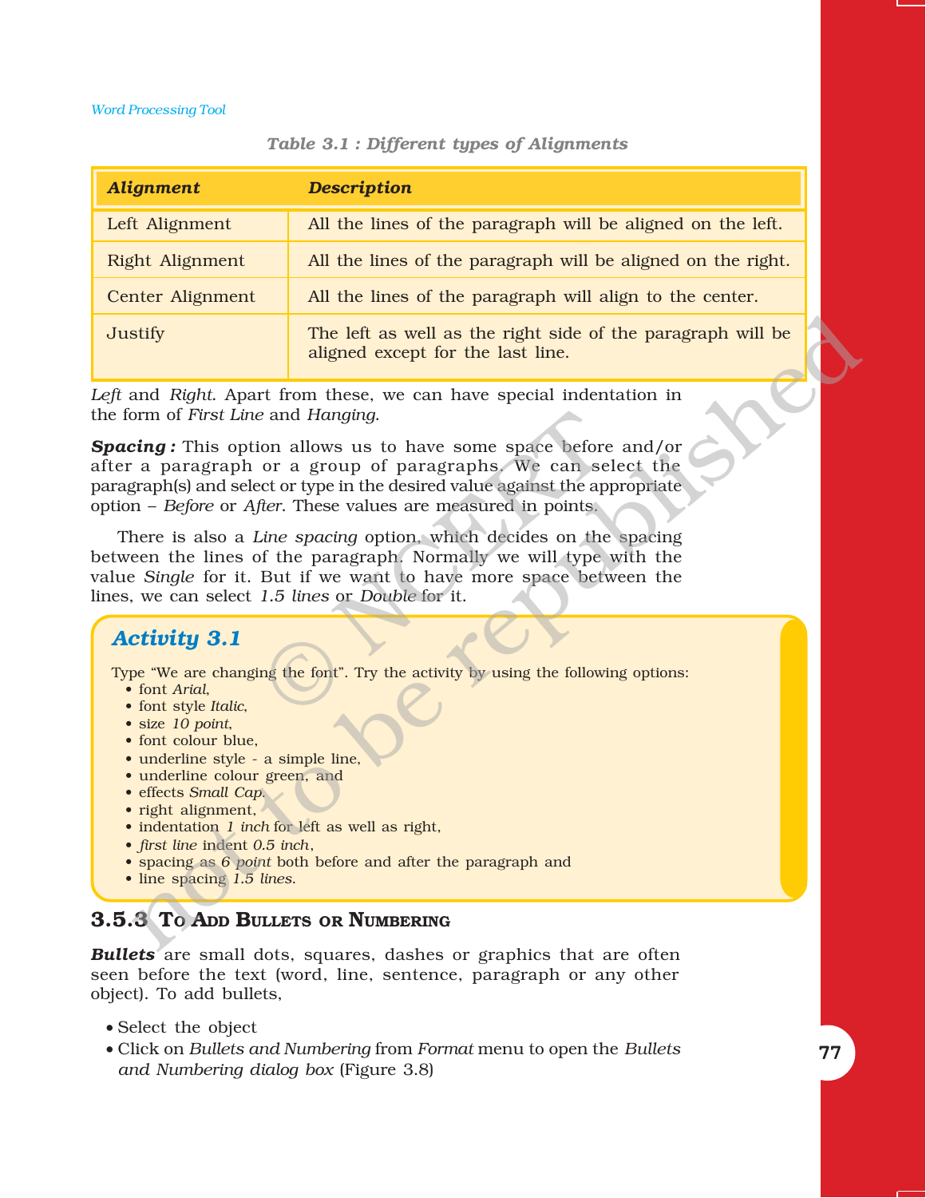Table 3.1 : Different types of Alignments

| Alignment | Description |
|---|---|
| Left Alignment | All the lines of the paragraph will be aligned on the left. |
| Right Alignment | All the lines of the paragraph will be aligned on the right. |
| Center Alignment | All the lines of the paragraph will align to the center. |
| Justify | The left as well as the right side of the paragraph will be aligned except for the last line. |

*Left* and *Right*. Apart from these, we can have special indentation in the form of *First Line* and *Hanging*.

***Spacing :*** This option allows us to have some space before and/or after a paragraph or a group of paragraphs. We can select the paragraph(s) and select or type in the desired value against the appropriate option – *Before* or *After*. These values are measured in points.

There is also a *Line spacing* option, which decides on the spacing between the lines of the paragraph. Normally we will type with the value *Single* for it. But if we want to have more space between the lines, we can select *1.5 lines* or *Double* for it.

### Activity 3.1

Type "We are changing the font". Try the activity by using the following options:

- font *Arial*,
- font style *Italic*,
- size *10 point*,
- font colour blue,
- underline style - a simple line,
- underline colour green, and
- effects *Small Cap*.
- right alignment,
- indentation *1 inch* for left as well as right,
- *first line* indent *0.5 inch*,
- spacing as *6 point* both before and after the paragraph and
- line spacing *1.5 lines*.

## 3.5.3 To Add Bullets or Numbering

***Bullets*** are small dots, squares, dashes or graphics that are often seen before the text (word, line, sentence, paragraph or any other object). To add bullets,

- Select the object
- Click on *Bullets and Numbering* from *Format* menu to open the *Bullets and Numbering dialog box* (Figure 3.8)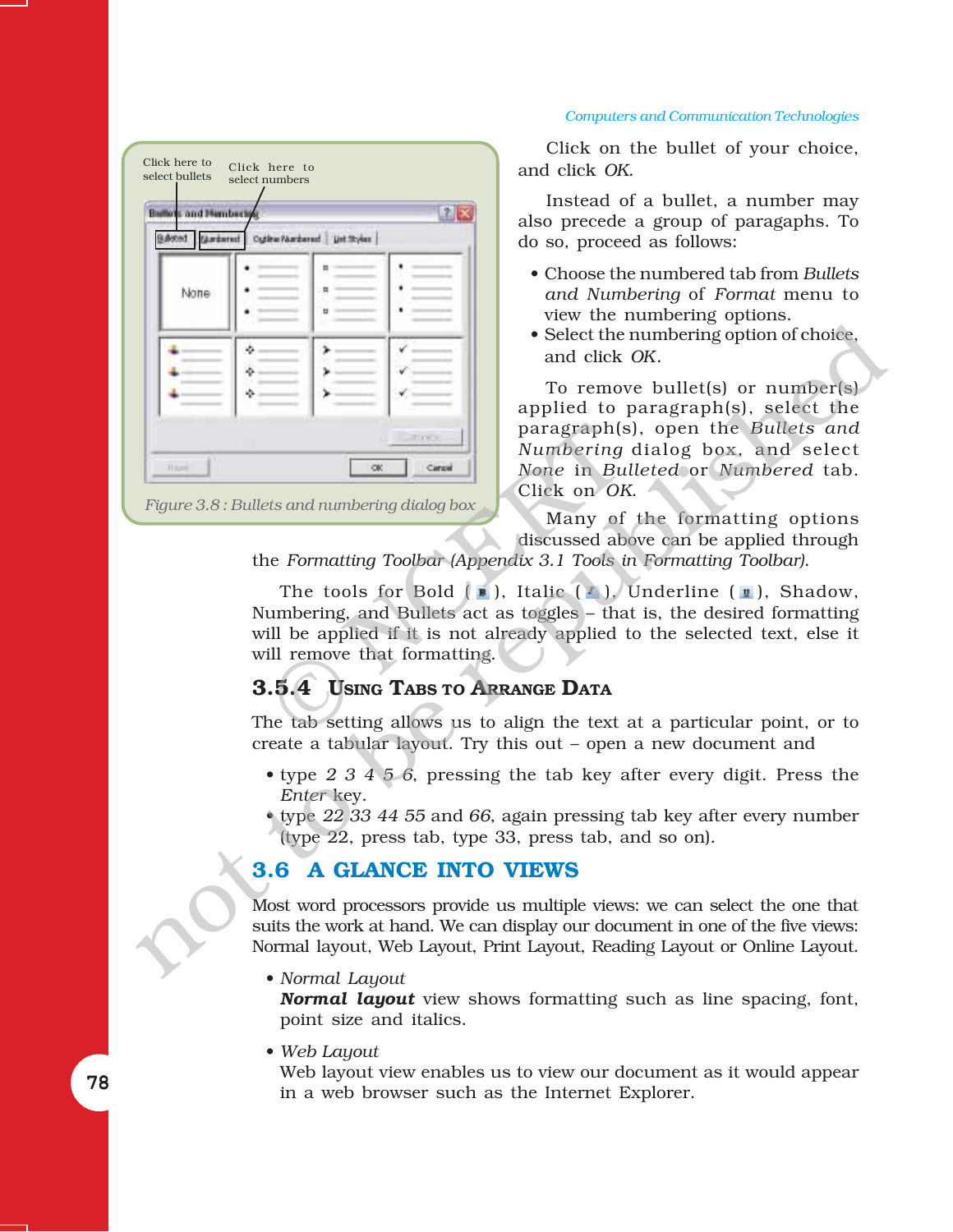Click here to select bullets

Click here to select numbers

Figure 3.8 : Bullets and numbering dialog box

Click on the bullet of your choice, and click *OK*.

Instead of a bullet, a number may also precede a group of paragaphs. To do so, proceed as follows:

- Choose the numbered tab from *Bullets and Numbering* of *Format* menu to view the numbering options.
- Select the numbering option of choice, and click *OK*.

To remove bullet(s) or number(s) applied to paragraph(s), select the paragraph(s), open the *Bullets and Numbering* dialog box, and select *None* in *Bulleted* or *Numbered* tab. Click on *OK*.

Many of the formatting options discussed above can be applied through the *Formatting Toolbar (Appendix 3.1 Tools in Formatting Toolbar).*

The tools for Bold ( ), Italic ( ), Underline ( ), Shadow, Numbering, and Bullets act as toggles – that is, the desired formatting will be applied if it is not already applied to the selected text, else it will remove that formatting.

### 3.5.4 Using Tabs to Arrange Data

The tab setting allows us to align the text at a particular point, or to create a tabular layout. Try this out – open a new document and

- type *2 3 4 5 6*, pressing the tab key after every digit. Press the *Enter* key.
- type *22 33 44 55* and *66*, again pressing tab key after every number (type 22, press tab, type 33, press tab, and so on).

## 3.6 A Glance into Views

Most word processors provide us multiple views: we can select the one that suits the work at hand. We can display our document in one of the five views: Normal layout, Web Layout, Print Layout, Reading Layout or Online Layout.

- *Normal Layout*
  ***Normal layout*** view shows formatting such as line spacing, font, point size and italics.
- *Web Layout*
  Web layout view enables us to view our document as it would appear in a web browser such as the Internet Explorer.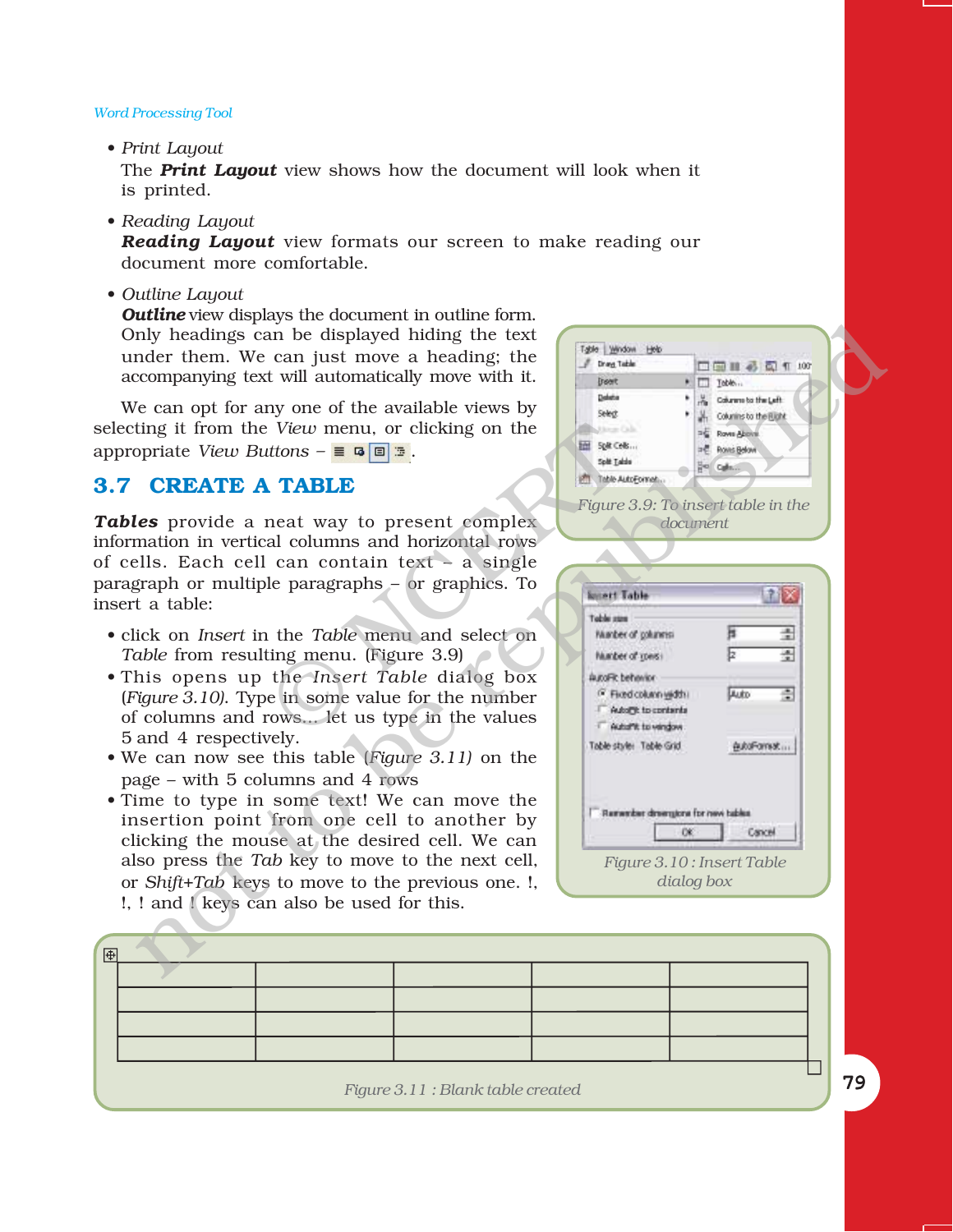- *Print Layout*
  The ***Print Layout*** view shows how the document will look when it is printed.

- *Reading Layout*
  ***Reading Layout*** view formats our screen to make reading our document more comfortable.

- *Outline Layout*
  ***Outline*** view displays the document in outline form. Only headings can be displayed hiding the text under them. We can just move a heading; the accompanying text will automatically move with it.

We can opt for any one of the available views by selecting it from the *View* menu, or clicking on the appropriate *View Buttons* – .

Figure 3.9: To insert table in the document

## 3.7 CREATE A TABLE

***Tables*** provide a neat way to present complex information in vertical columns and horizontal rows of cells. Each cell can contain text – a single paragraph or multiple paragraphs – or graphics. To insert a table:

- click on *Insert* in the *Table* menu and select on *Table* from resulting menu. (Figure 3.9)
- This opens up the *Insert Table* dialog box (*Figure 3.10*). Type in some value for the number of columns and rows... let us type in the values 5 and 4 respectively.
- We can now see this table (*Figure 3.11)* on the page – with 5 columns and 4 rows
- Time to type in some text! We can move the insertion point from one cell to another by clicking the mouse at the desired cell. We can also press the *Tab* key to move to the next cell, or *Shift+Tab* keys to move to the previous one. !, !, ! and ! keys can also be used for this.

Figure 3.10 : Insert Table dialog box

| | | | | |
|---|---|---|---|---|
| | | | | |
| | | | | |
| | | | | |

Figure 3.11 : Blank table created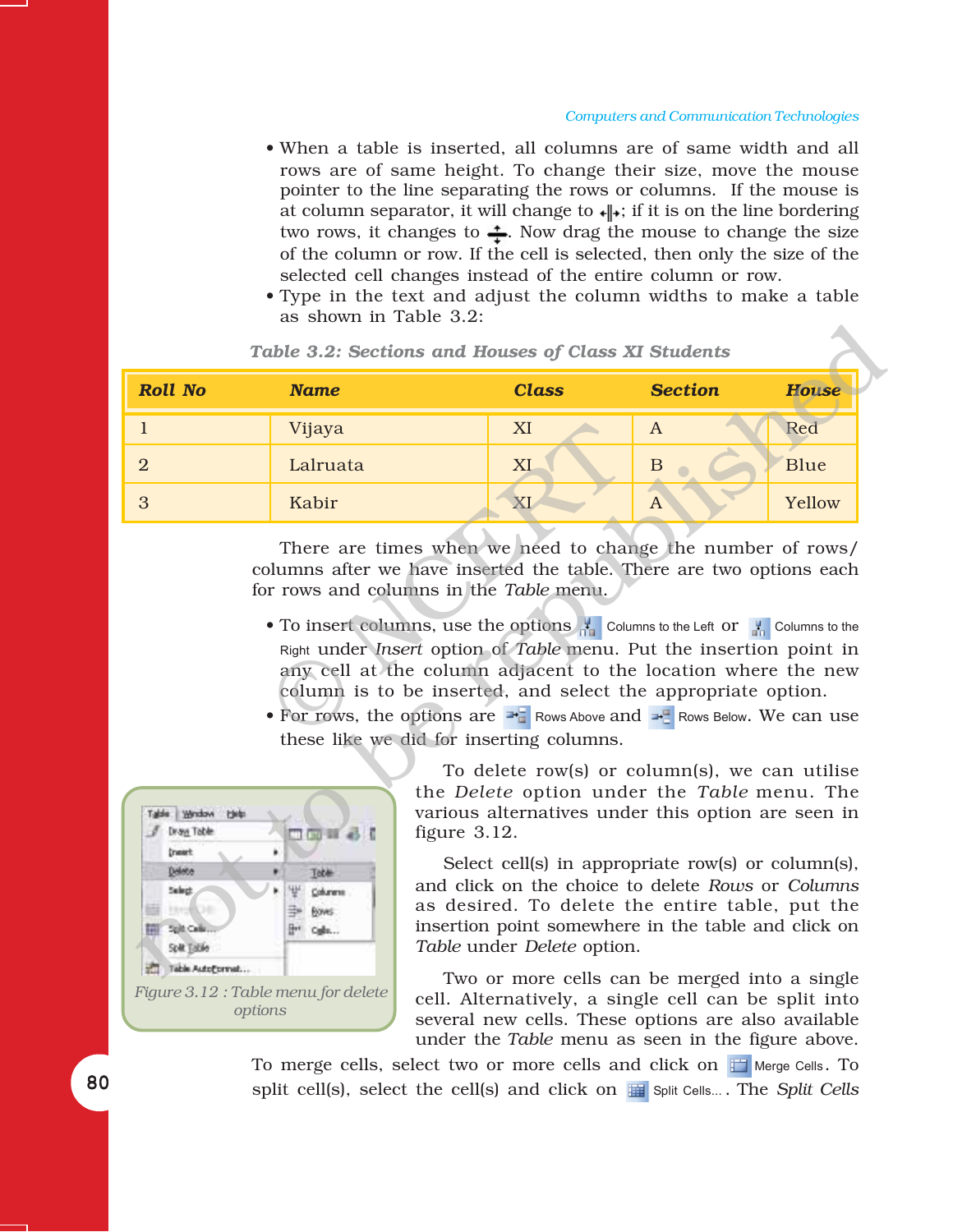- When a table is inserted, all columns are of same width and all rows are of same height. To change their size, move the mouse pointer to the line separating the rows or columns. If the mouse is at column separator, it will change to ; if it is on the line bordering two rows, it changes to . Now drag the mouse to change the size of the column or row. If the cell is selected, then only the size of the selected cell changes instead of the entire column or row.
- Type in the text and adjust the column widths to make a table as shown in Table 3.2:

*Table 3.2: Sections and Houses of Class XI Students*

| Roll No | Name | Class | Section | House |
|---|---|---|---|---|
| 1 | Vijaya | XI | A | Red |
| 2 | Lalruata | XI | B | Blue |
| 3 | Kabir | XI | A | Yellow |

There are times when we need to change the number of rows/ columns after we have inserted the table. There are two options each for rows and columns in the *Table* menu.

- To insert columns, use the options Columns to the Left or Columns to the Right under *Insert* option of *Table* menu. Put the insertion point in any cell at the column adjacent to the location where the new column is to be inserted, and select the appropriate option.
- For rows, the options are Rows Above and Rows Below. We can use these like we did for inserting columns.

To delete row(s) or column(s), we can utilise the *Delete* option under the *Table* menu. The various alternatives under this option are seen in figure 3.12.

*Figure 3.12 : Table menu for delete options*

Select cell(s) in appropriate row(s) or column(s), and click on the choice to delete *Rows* or *Columns* as desired. To delete the entire table, put the insertion point somewhere in the table and click on *Table* under *Delete* option.

Two or more cells can be merged into a single cell. Alternatively, a single cell can be split into several new cells. These options are also available under the *Table* menu as seen in the figure above. To merge cells, select two or more cells and click on Merge Cells. To split cell(s), select the cell(s) and click on Split Cells... . The *Split Cells*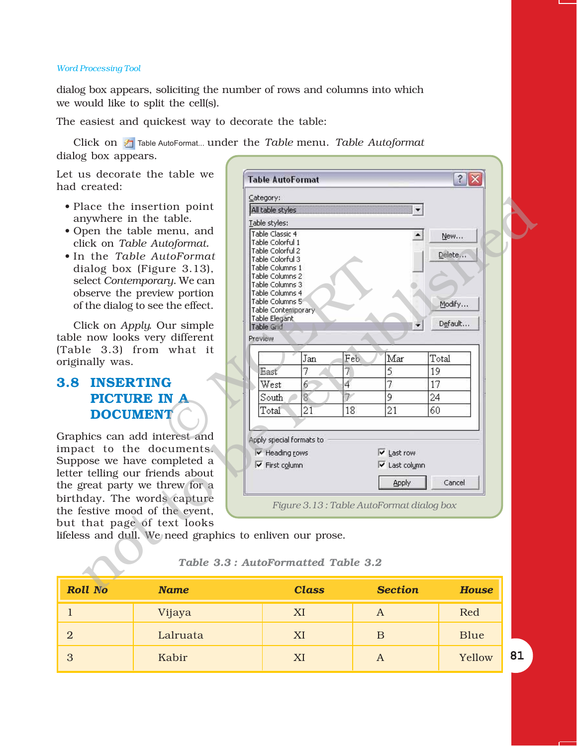dialog box appears, soliciting the number of rows and columns into which we would like to split the cell(s).

The easiest and quickest way to decorate the table:

Click on Table AutoFormat... under the *Table* menu. *Table Autoformat* dialog box appears.

Let us decorate the table we had created:

- Place the insertion point anywhere in the table.
- Open the table menu, and click on *Table Autoformat.*
- In the *Table AutoFormat* dialog box (Figure 3.13), select *Contemporary*. We can observe the preview portion of the dialog to see the effect.

Click on *Apply*. Our simple table now looks very different (Table 3.3) from what it originally was.

Figure 3.13 : Table AutoFormat dialog box

## 3.8 INSERTING PICTURE IN A DOCUMENT

Graphics can add interest and impact to the documents. Suppose we have completed a letter telling our friends about the great party we threw for a birthday. The words capture the festive mood of the event, but that page of text looks lifeless and dull. We need graphics to enliven our prose.

*Table 3.3 : AutoFormatted Table 3.2*

| Roll No | Name | Class | Section | House |
|---|---|---|---|---|
| 1 | Vijaya | XI | A | Red |
| 2 | Lalruata | XI | B | Blue |
| 3 | Kabir | XI | A | Yellow |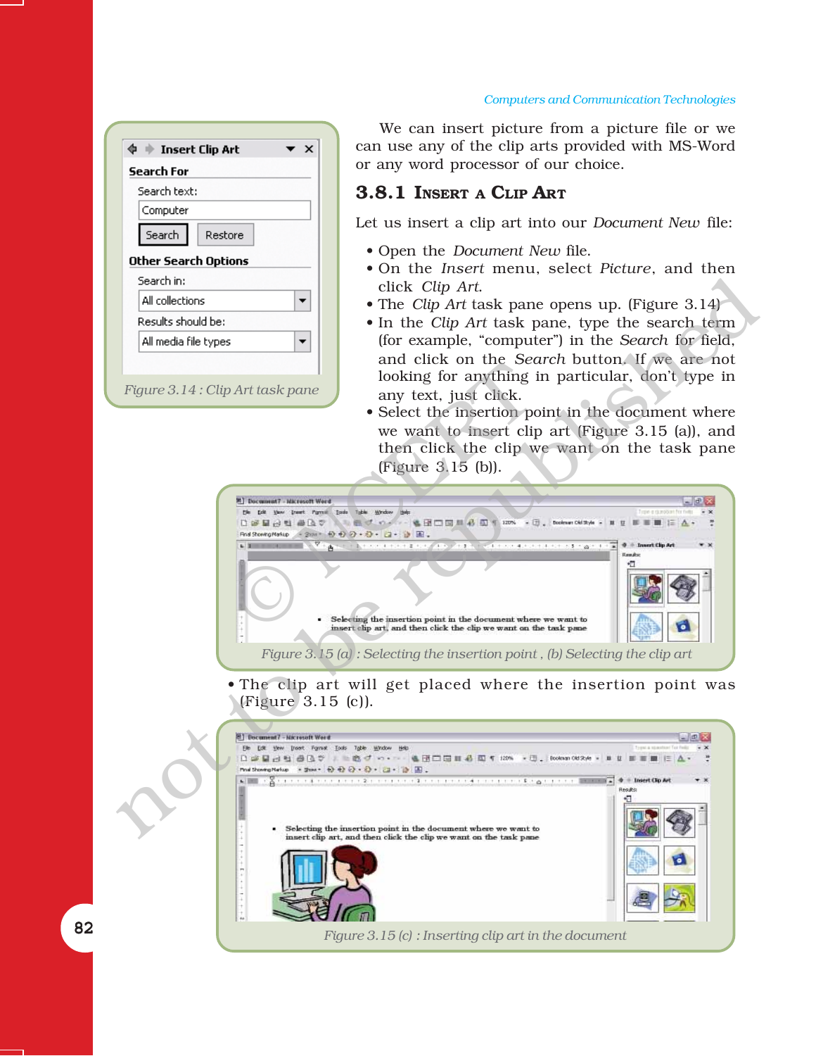We can insert picture from a picture file or we can use any of the clip arts provided with MS-Word or any word processor of our choice.

### 3.8.1 Insert a Clip Art

Let us insert a clip art into our *Document New* file:

- Open the *Document New* file.
- On the *Insert* menu, select *Picture*, and then click *Clip Art*.
- The *Clip Art* task pane opens up. (Figure 3.14)
- In the *Clip Art* task pane, type the search term (for example, “computer”) in the *Search* for field, and click on the *Search* button. If we are not looking for anything in particular, don’t type in any text, just click.
- Select the insertion point in the document where we want to insert clip art (Figure 3.15 (a)), and then click the clip we want on the task pane (Figure 3.15 (b)).

Figure 3.14 : Clip Art task pane

Figure 3.15 (a) : Selecting the insertion point , (b) Selecting the clip art

- The clip art will get placed where the insertion point was (Figure 3.15 (c)).

Figure 3.15 (c) : Inserting clip art in the document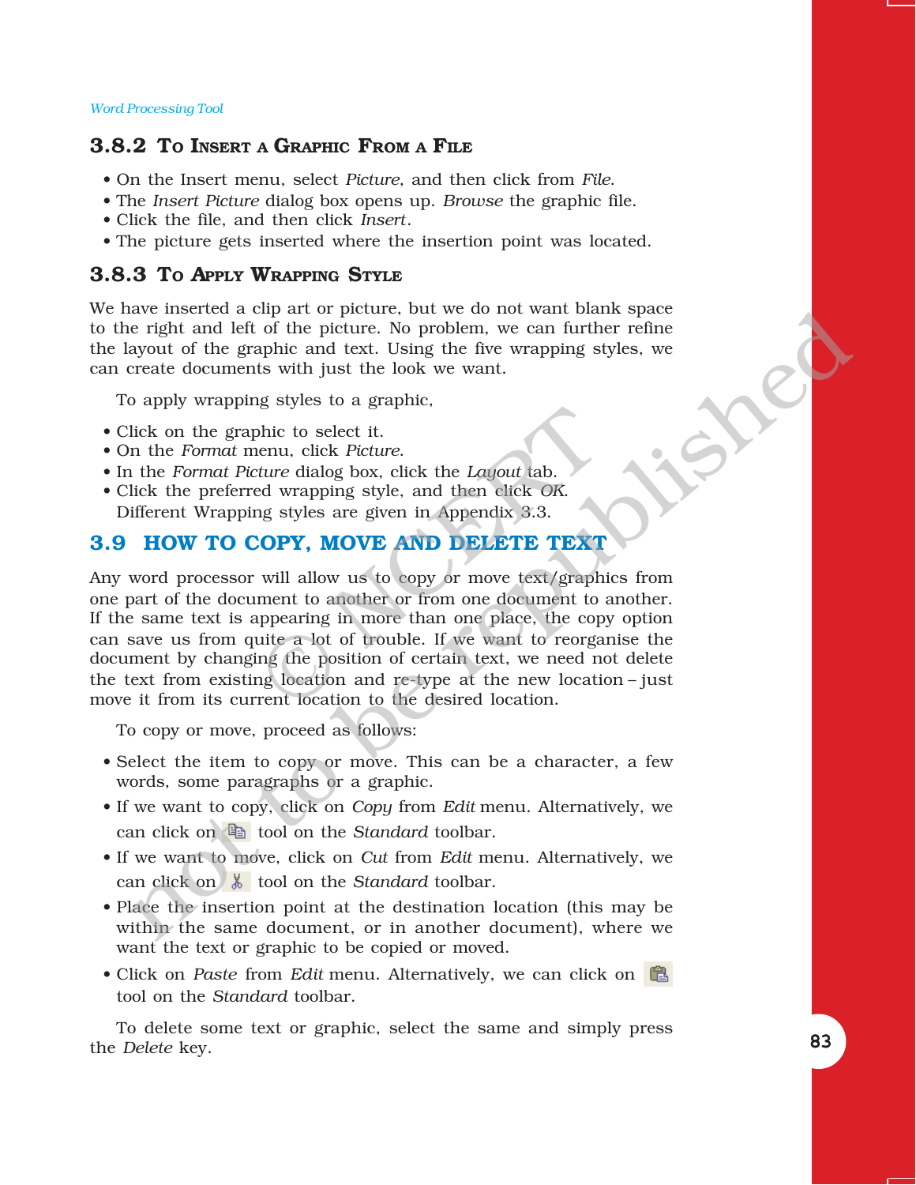### 3.8.2 To Insert a Graphic From a File

- On the Insert menu, select *Picture*, and then click from *File*.
- The *Insert Picture* dialog box opens up. *Browse* the graphic file.
- Click the file, and then click *Insert*.
- The picture gets inserted where the insertion point was located.

### 3.8.3 To Apply Wrapping Style

We have inserted a clip art or picture, but we do not want blank space to the right and left of the picture. No problem, we can further refine the layout of the graphic and text. Using the five wrapping styles, we can create documents with just the look we want.

To apply wrapping styles to a graphic,

- Click on the graphic to select it.
- On the *Format* menu, click *Picture*.
- In the *Format Picture* dialog box, click the *Layout* tab.
- Click the preferred wrapping style, and then click *OK*. Different Wrapping styles are given in Appendix 3.3.

## 3.9 HOW TO COPY, MOVE AND DELETE TEXT

Any word processor will allow us to copy or move text/graphics from one part of the document to another or from one document to another. If the same text is appearing in more than one place, the copy option can save us from quite a lot of trouble. If we want to reorganise the document by changing the position of certain text, we need not delete the text from existing location and re-type at the new location – just move it from its current location to the desired location.

To copy or move, proceed as follows:

- Select the item to copy or move. This can be a character, a few words, some paragraphs or a graphic.
- If we want to copy, click on *Copy* from *Edit* menu. Alternatively, we can click on tool on the *Standard* toolbar.
- If we want to move, click on *Cut* from *Edit* menu. Alternatively, we can click on tool on the *Standard* toolbar.
- Place the insertion point at the destination location (this may be within the same document, or in another document), where we want the text or graphic to be copied or moved.
- Click on *Paste* from *Edit* menu. Alternatively, we can click on tool on the *Standard* toolbar.

To delete some text or graphic, select the same and simply press the *Delete* key.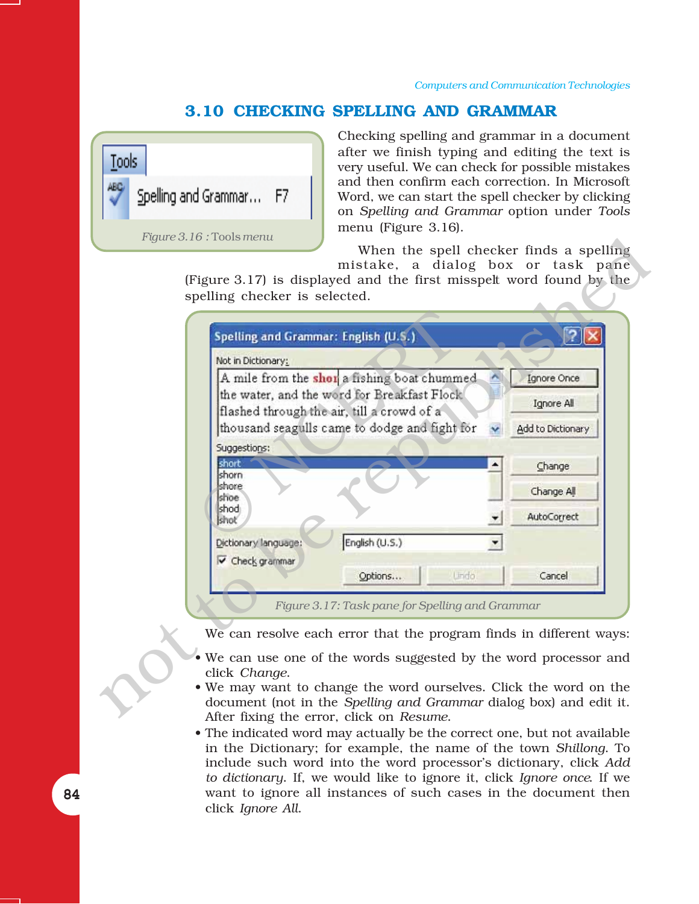## 3.10 CHECKING SPELLING AND GRAMMAR

Figure 3.16 : Tools menu

Checking spelling and grammar in a document after we finish typing and editing the text is very useful. We can check for possible mistakes and then confirm each correction. In Microsoft Word, we can start the spell checker by clicking on *Spelling and Grammar* option under *Tools* menu (Figure 3.16).

When the spell checker finds a spelling mistake, a dialog box or task pane (Figure 3.17) is displayed and the first misspelt word found by the spelling checker is selected.

Figure 3.17: Task pane for Spelling and Grammar

We can resolve each error that the program finds in different ways:

- We can use one of the words suggested by the word processor and click *Change*.
- We may want to change the word ourselves. Click the word on the document (not in the *Spelling and Grammar* dialog box) and edit it. After fixing the error, click on *Resume*.
- The indicated word may actually be the correct one, but not available in the Dictionary; for example, the name of the town *Shillong*. To include such word into the word processor's dictionary, click *Add to dictionary*. If, we would like to ignore it, click *Ignore once*. If we want to ignore all instances of such cases in the document then click *Ignore All*.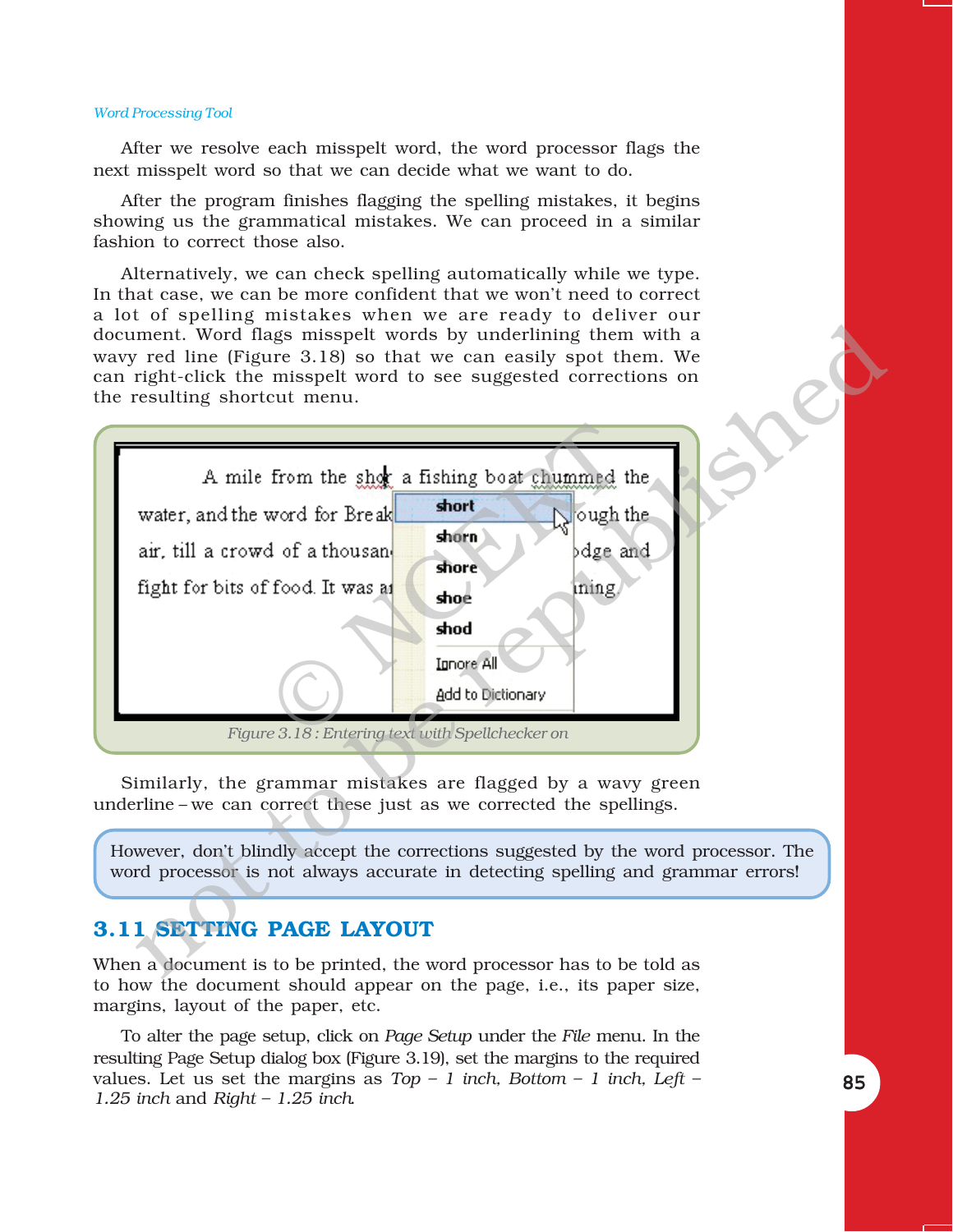After we resolve each misspelt word, the word processor flags the next misspelt word so that we can decide what we want to do.

After the program finishes flagging the spelling mistakes, it begins showing us the grammatical mistakes. We can proceed in a similar fashion to correct those also.

Alternatively, we can check spelling automatically while we type. In that case, we can be more confident that we won't need to correct a lot of spelling mistakes when we are ready to deliver our document. Word flags misspelt words by underlining them with a wavy red line (Figure 3.18) so that we can easily spot them. We can right-click the misspelt word to see suggested corrections on the resulting shortcut menu.

*Figure 3.18 : Entering text with Spellchecker on*

Similarly, the grammar mistakes are flagged by a wavy green underline – we can correct these just as we corrected the spellings.

> However, don't blindly accept the corrections suggested by the word processor. The word processor is not always accurate in detecting spelling and grammar errors!

## 3.11 SETTING PAGE LAYOUT

When a document is to be printed, the word processor has to be told as to how the document should appear on the page, i.e., its paper size, margins, layout of the paper, etc.

To alter the page setup, click on *Page Setup* under the *File* menu. In the resulting Page Setup dialog box (Figure 3.19), set the margins to the required values. Let us set the margins as *Top – 1 inch, Bottom – 1 inch, Left – 1.25 inch* and *Right – 1.25 inch.*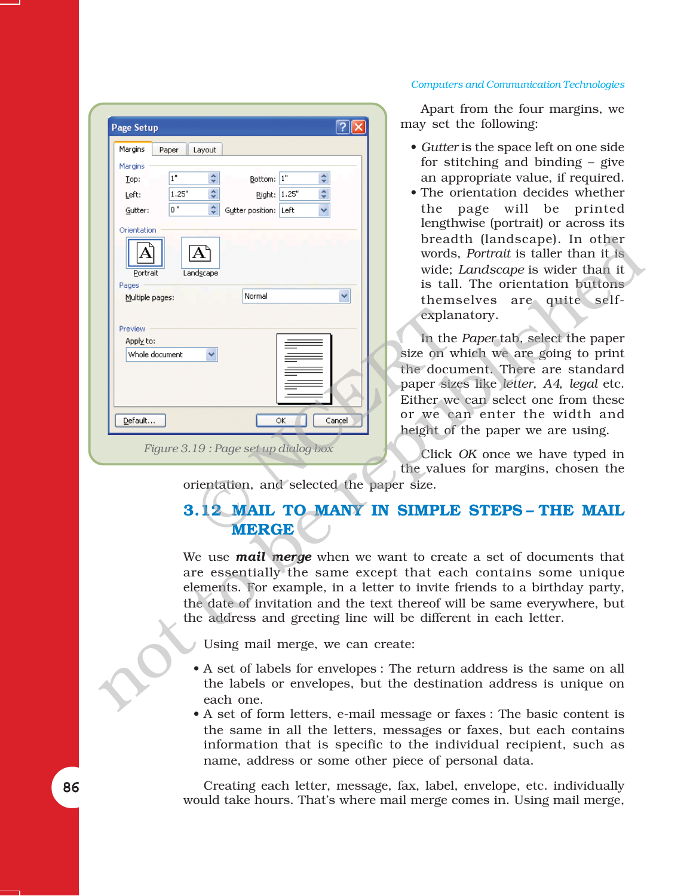Figure 3.19 : Page set up dialog box

Apart from the four margins, we may set the following:

- *Gutter* is the space left on one side for stitching and binding – give an appropriate value, if required.
- The orientation decides whether the page will be printed lengthwise (portrait) or across its breadth (landscape). In other words, *Portrait* is taller than it is wide; *Landscape* is wider than it is tall. The orientation buttons themselves are quite self-explanatory.

In the *Paper* tab, select the paper size on which we are going to print the document. There are standard paper sizes like *letter*, *A4*, *legal* etc. Either we can select one from these or we can enter the width and height of the paper we are using.

Click *OK* once we have typed in the values for margins, chosen the orientation, and selected the paper size.

## 3.12 MAIL TO MANY IN SIMPLE STEPS – THE MAIL MERGE

We use ***mail merge*** when we want to create a set of documents that are essentially the same except that each contains some unique elements. For example, in a letter to invite friends to a birthday party, the date of invitation and the text thereof will be same everywhere, but the address and greeting line will be different in each letter.

Using mail merge, we can create:

- A set of labels for envelopes : The return address is the same on all the labels or envelopes, but the destination address is unique on each one.
- A set of form letters, e-mail message or faxes : The basic content is the same in all the letters, messages or faxes, but each contains information that is specific to the individual recipient, such as name, address or some other piece of personal data.

Creating each letter, message, fax, label, envelope, etc. individually would take hours. That's where mail merge comes in. Using mail merge,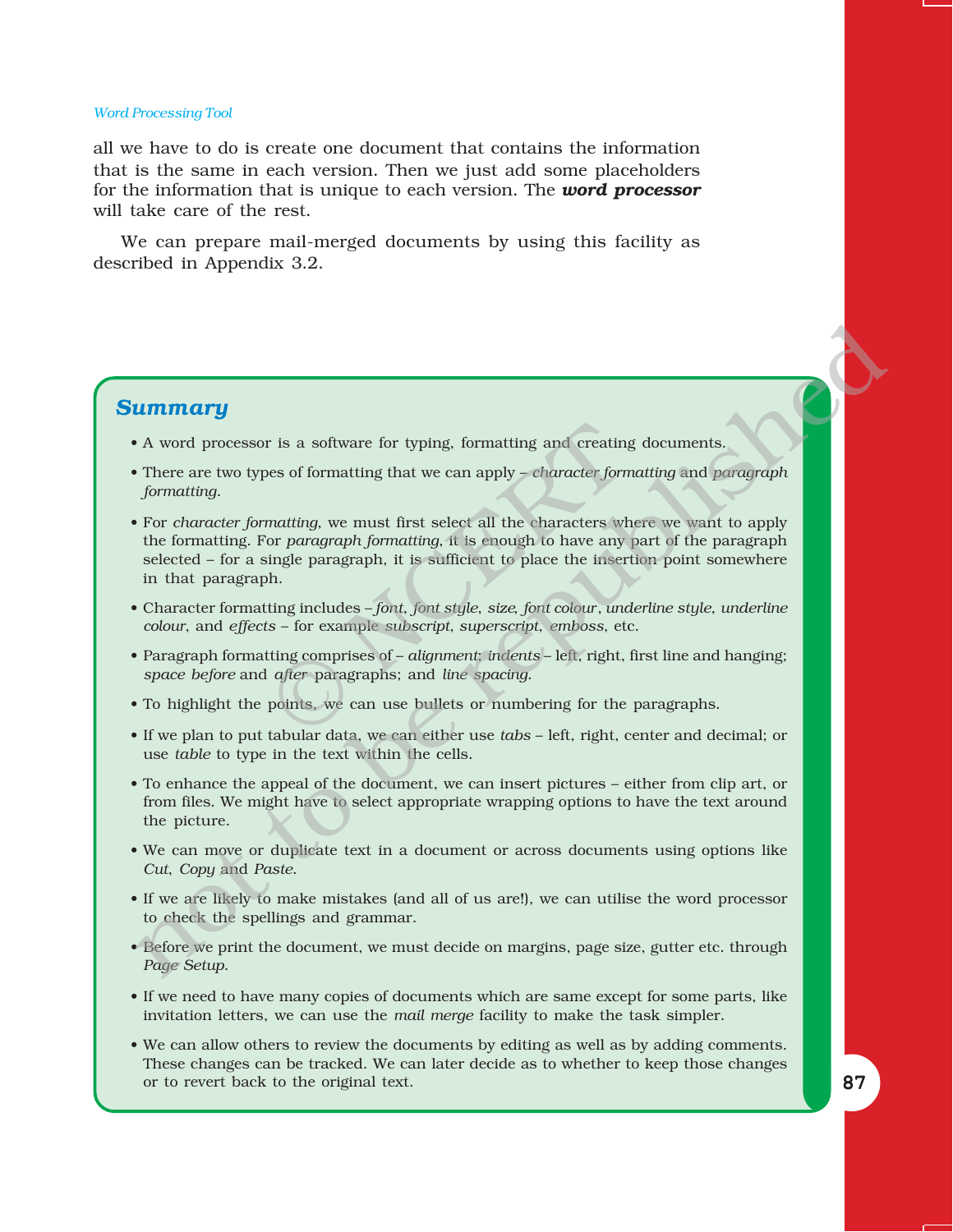all we have to do is create one document that contains the information that is the same in each version. Then we just add some placeholders for the information that is unique to each version. The ***word processor*** will take care of the rest.

We can prepare mail-merged documents by using this facility as described in Appendix 3.2.

## *Summary*

- A word processor is a software for typing, formatting and creating documents.
- There are two types of formatting that we can apply – *character formatting* and *paragraph formatting.*
- For *character formatting*, we must first select all the characters where we want to apply the formatting. For *paragraph formatting*, it is enough to have any part of the paragraph selected – for a single paragraph, it is sufficient to place the insertion point somewhere in that paragraph.
- Character formatting includes – *font*, *font style*, *size*, *font colour*, *underline style*, *underline colour*, and *effects* – for example *subscript*, *superscript*, *emboss*, etc.
- Paragraph formatting comprises of – *alignment*; *indents* – left, right, first line and hanging; *space before* and *after* paragraphs; and *line spacing*.
- To highlight the points, we can use bullets or numbering for the paragraphs.
- If we plan to put tabular data, we can either use *tabs* – left, right, center and decimal; or use *table* to type in the text within the cells.
- To enhance the appeal of the document, we can insert pictures – either from clip art, or from files. We might have to select appropriate wrapping options to have the text around the picture.
- We can move or duplicate text in a document or across documents using options like *Cut*, *Copy* and *Paste*.
- If we are likely to make mistakes (and all of us are!), we can utilise the word processor to check the spellings and grammar.
- Before we print the document, we must decide on margins, page size, gutter etc. through *Page Setup*.
- If we need to have many copies of documents which are same except for some parts, like invitation letters, we can use the *mail merge* facility to make the task simpler.
- We can allow others to review the documents by editing as well as by adding comments. These changes can be tracked. We can later decide as to whether to keep those changes or to revert back to the original text.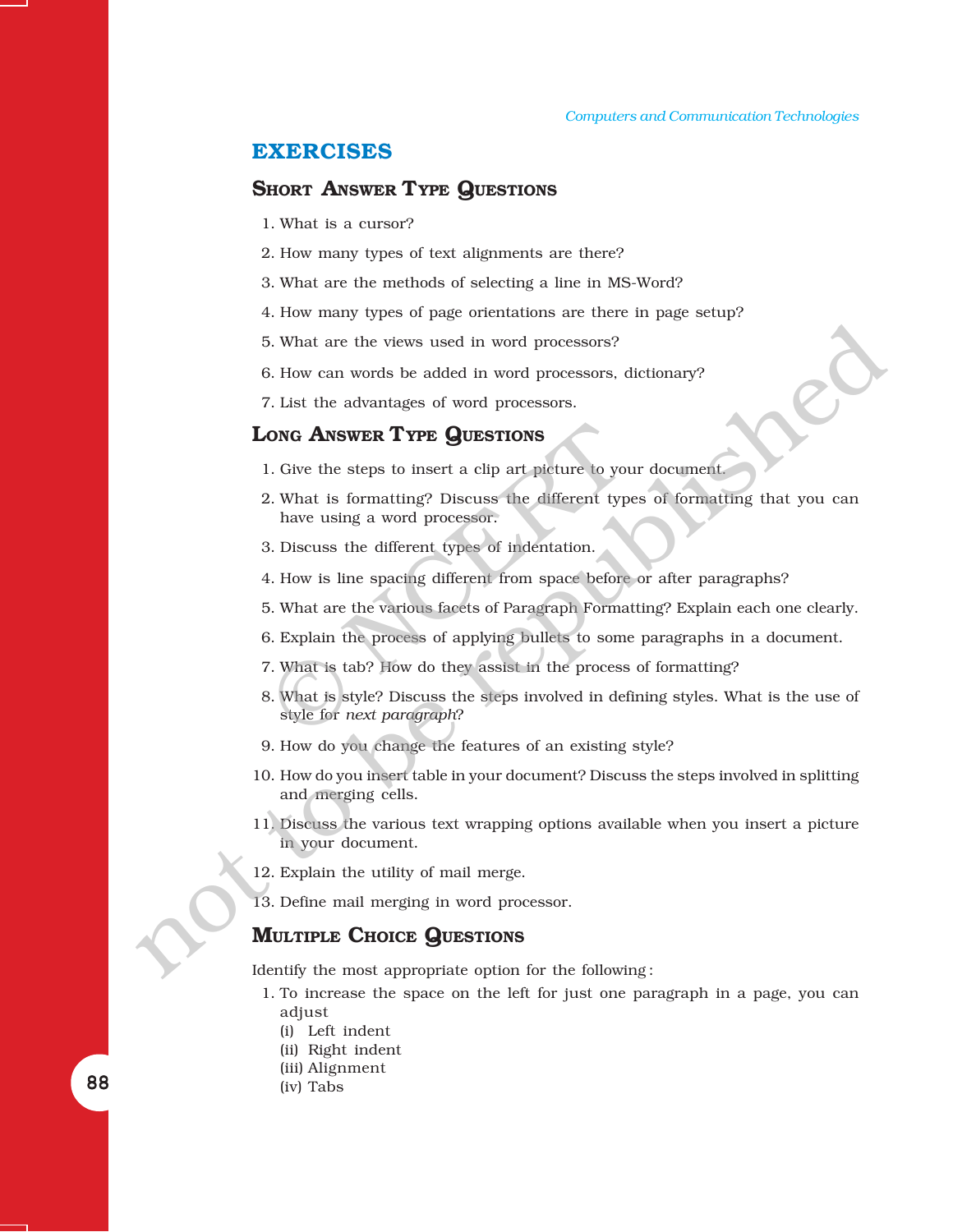## EXERCISES

### Short Answer Type Questions

1. What is a cursor?
2. How many types of text alignments are there?
3. What are the methods of selecting a line in MS-Word?
4. How many types of page orientations are there in page setup?
5. What are the views used in word processors?
6. How can words be added in word processors, dictionary?
7. List the advantages of word processors.

### Long Answer Type Questions

1. Give the steps to insert a clip art picture to your document.
2. What is formatting? Discuss the different types of formatting that you can have using a word processor.
3. Discuss the different types of indentation.
4. How is line spacing different from space before or after paragraphs?
5. What are the various facets of Paragraph Formatting? Explain each one clearly.
6. Explain the process of applying bullets to some paragraphs in a document.
7. What is tab? How do they assist in the process of formatting?
8. What is style? Discuss the steps involved in defining styles. What is the use of style for *next paragraph*?
9. How do you change the features of an existing style?
10. How do you insert table in your document? Discuss the steps involved in splitting and merging cells.
11. Discuss the various text wrapping options available when you insert a picture in your document.
12. Explain the utility of mail merge.
13. Define mail merging in word processor.

### Multiple Choice Questions

Identify the most appropriate option for the following :

1. To increase the space on the left for just one paragraph in a page, you can adjust
   (i) Left indent
   (ii) Right indent
   (iii) Alignment
   (iv) Tabs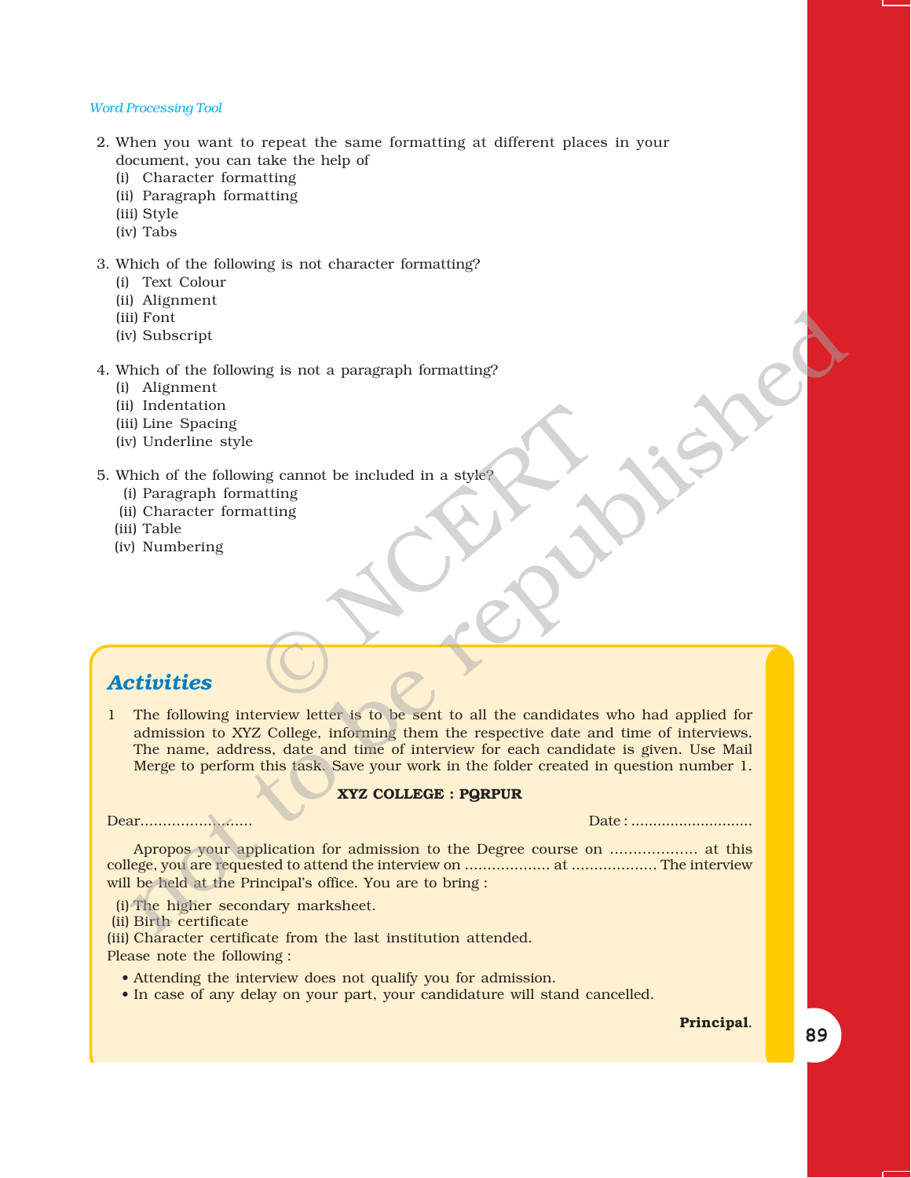2. When you want to repeat the same formatting at different places in your document, you can take the help of
   (i) Character formatting
   (ii) Paragraph formatting
   (iii) Style
   (iv) Tabs

3. Which of the following is not character formatting?
   (i) Text Colour
   (ii) Alignment
   (iii) Font
   (iv) Subscript

4. Which of the following is not a paragraph formatting?
   (i) Alignment
   (ii) Indentation
   (iii) Line Spacing
   (iv) Underline style

5. Which of the following cannot be included in a style?
   (i) Paragraph formatting
   (ii) Character formatting
   (iii) Table
   (iv) Numbering

## Activities

1 The following interview letter is to be sent to all the candidates who had applied for admission to XYZ College, informing them the respective date and time of interviews. The name, address, date and time of interview for each candidate is given. Use Mail Merge to perform this task. Save your work in the folder created in question number 1.

**XYZ COLLEGE : PQRPUR**

Dear.........................                                                                 Date : ...........................

Apropos your application for admission to the Degree course on .................. at this college, you are requested to attend the interview on .................. at .................. The interview will be held at the Principal's office. You are to bring :

(i) The higher secondary marksheet.
(ii) Birth certificate
(iii) Character certificate from the last institution attended.

Please note the following :

- Attending the interview does not qualify you for admission.
- In case of any delay on your part, your candidature will stand cancelled.

**Principal**.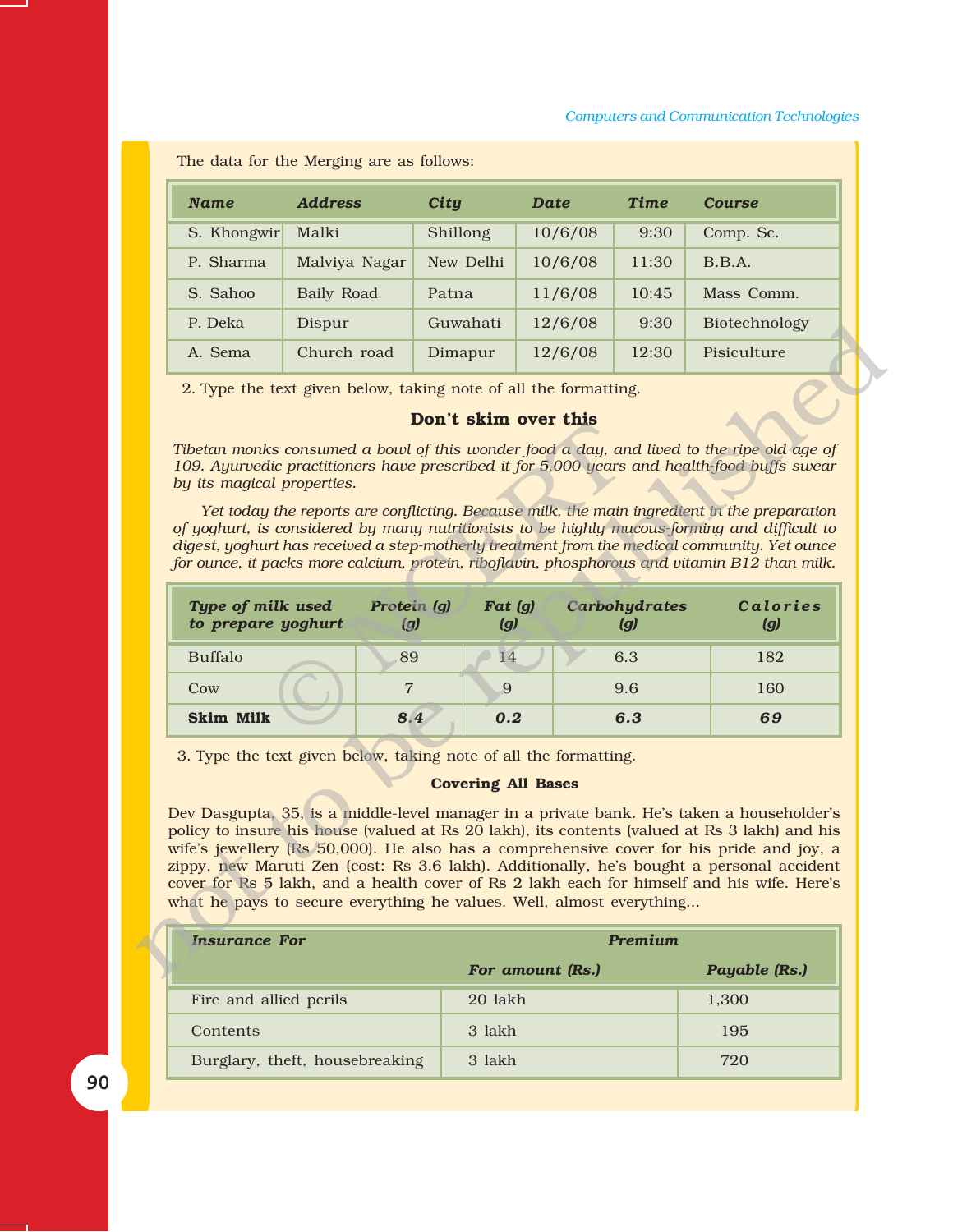The data for the Merging are as follows:

| Name | Address | City | Date | Time | Course |
|---|---|---|---|---|---|
| S. Khongwir | Malki | Shillong | 10/6/08 | 9:30 | Comp. Sc. |
| P. Sharma | Malviya Nagar | New Delhi | 10/6/08 | 11:30 | B.B.A. |
| S. Sahoo | Baily Road | Patna | 11/6/08 | 10:45 | Mass Comm. |
| P. Deka | Dispur | Guwahati | 12/6/08 | 9:30 | Biotechnology |
| A. Sema | Church road | Dimapur | 12/6/08 | 12:30 | Pisiculture |

2. Type the text given below, taking note of all the formatting.

**Don't skim over this**

*Tibetan monks consumed a bowl of this wonder food a day, and lived to the ripe old age of 109. Ayurvedic practitioners have prescribed it for 5,000 years and health-food buffs swear by its magical properties.*

*Yet today the reports are conflicting. Because milk, the main ingredient in the preparation of yoghurt, is considered by many nutritionists to be highly mucous-forming and difficult to digest, yoghurt has received a step-motherly treatment from the medical community. Yet ounce for ounce, it packs more calcium, protein, riboflavin, phosphorous and vitamin B12 than milk.*

| *Type of milk used to prepare yoghurt* | *Protein (g) (g)* | *Fat (g) (g)* | *Carbohydrates (g)* | *Calories (g)* |
|---|---|---|---|---|
| Buffalo | 89 | 14 | 6.3 | 182 |
| Cow | 7 | 9 | 9.6 | 160 |
| **Skim Milk** | ***8.4*** | ***0.2*** | ***6.3*** | ***69*** |

3. Type the text given below, taking note of all the formatting.

**Covering All Bases**

Dev Dasgupta, 35, is a middle-level manager in a private bank. He's taken a householder's policy to insure his house (valued at Rs 20 lakh), its contents (valued at Rs 3 lakh) and his wife's jewellery (Rs 50,000). He also has a comprehensive cover for his pride and joy, a zippy, new Maruti Zen (cost: Rs 3.6 lakh). Additionally, he's bought a personal accident cover for Rs 5 lakh, and a health cover of Rs 2 lakh each for himself and his wife. Here's what he pays to secure everything he values. Well, almost everything...

| *Insurance For* | *Premium* | |
|---|---|---|
| | *For amount (Rs.)* | *Payable (Rs.)* |
| Fire and allied perils | 20 lakh | 1,300 |
| Contents | 3 lakh | 195 |
| Burglary, theft, housebreaking | 3 lakh | 720 |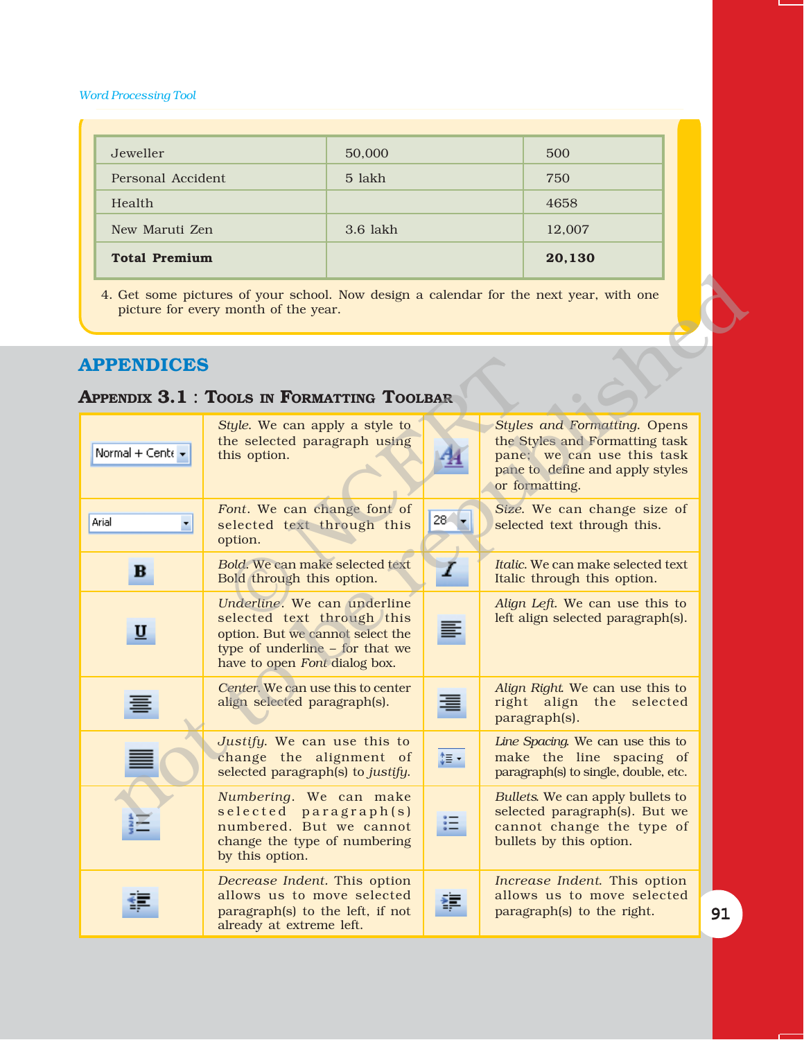| Jeweller | 50,000 | 500 |
|---|---|---|
| Personal Accident | 5 lakh | 750 |
| Health | | 4658 |
| New Maruti Zen | 3.6 lakh | 12,007 |
| **Total Premium** | | **20,130** |

4. Get some pictures of your school. Now design a calendar for the next year, with one picture for every month of the year.

# APPENDICES

## APPENDIX 3.1 : TOOLS IN FORMATTING TOOLBAR

| Tool | Description | Tool | Description |
|---|---|---|---|
| Normal + Cente | *Style*. We can apply a style to the selected paragraph using this option. | | *Styles and Formatting*. Opens the Styles and Formatting task pane; we can use this task pane to define and apply styles or formatting. |
| Arial | *Font*. We can change font of selected text through this option. | 28 | *Size*. We can change size of selected text through this. |
| B | *Bold*. We can make selected text Bold through this option. | I | *Italic*. We can make selected text Italic through this option. |
| U | *Underline*. We can underline selected text through this option. But we cannot select the type of underline – for that we have to open *Font* dialog box. | | *Align Left*. We can use this to left align selected paragraph(s). |
| | *Center*. We can use this to center align selected paragraph(s). | | *Align Right*. We can use this to right align the selected paragraph(s). |
| | *Justify*. We can use this to change the alignment of selected paragraph(s) to *justify*. | | *Line Spacing*. We can use this to make the line spacing of paragraph(s) to single, double, etc. |
| | *Numbering*. We can make selected paragraph(s) numbered. But we cannot change the type of numbering by this option. | | *Bullets*. We can apply bullets to selected paragraph(s). But we cannot change the type of bullets by this option. |
| | *Decrease Indent*. This option allows us to move selected paragraph(s) to the left, if not already at extreme left. | | *Increase Indent*. This option allows us to move selected paragraph(s) to the right. |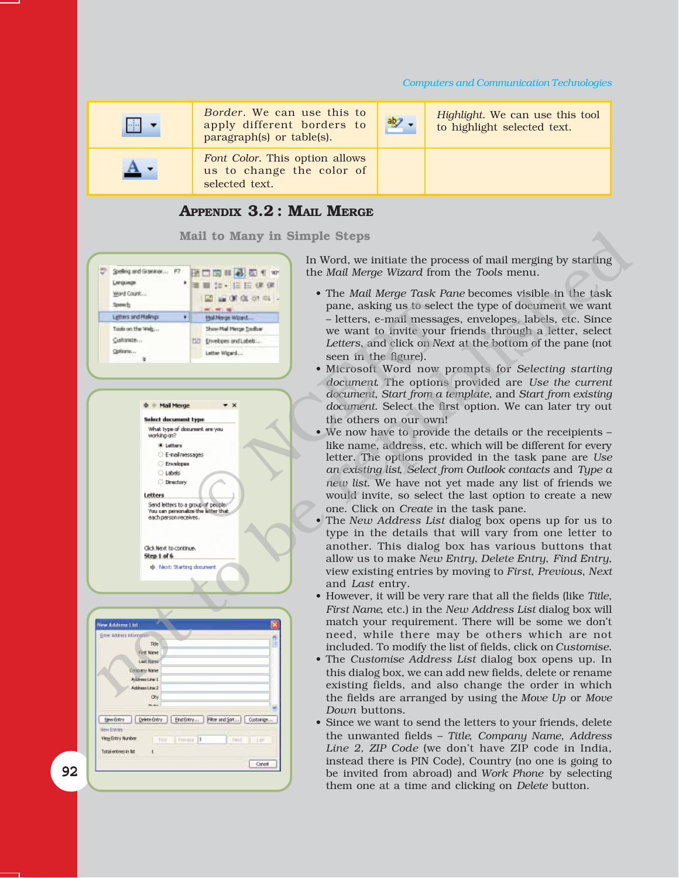| | | | |
|---|---|---|---|
| | *Border*. We can use this to apply different borders to paragraph(s) or table(s). | | *Highlight*. We can use this tool to highlight selected text. |
| | *Font Color*. This option allows us to change the color of selected text. | | |

## APPENDIX 3.2 : MAIL MERGE

### Mail to Many in Simple Steps

In Word, we initiate the process of mail merging by starting the *Mail Merge Wizard* from the *Tools* menu.

- The *Mail Merge Task Pane* becomes visible in the task pane, asking us to select the type of document we want – letters, e-mail messages, envelopes, labels, etc. Since we want to invite your friends through a letter, select *Letters*, and click on *Next* at the bottom of the pane (not seen in the figure).
- Microsoft Word now prompts for *Selecting starting document*. The options provided are *Use the current document*, *Start from a template*, and *Start from existing document*. Select the first option. We can later try out the others on our own!
- We now have to provide the details or the receipients – like name, address, etc. which will be different for every letter. The options provided in the task pane are *Use an existing list*, *Select from Outlook contacts* and *Type a new list*. We have not yet made any list of friends we would invite, so select the last option to create a new one. Click on *Create* in the task pane.
- The *New Address List* dialog box opens up for us to type in the details that will vary from one letter to another. This dialog box has various buttons that allow us to make *New Entry*, *Delete Entry*, *Find Entry*, view existing entries by moving to *First*, *Previous*, *Next* and *Last* entry.
- However, it will be very rare that all the fields (like *Title*, *First Name*, etc.) in the *New Address List* dialog box will match your requirement. There will be some we don't need, while there may be others which are not included. To modify the list of fields, click on *Customise*.
- The *Customise Address List* dialog box opens up. In this dialog box, we can add new fields, delete or rename existing fields, and also change the order in which the fields are arranged by using the *Move Up* or *Move Down* buttons.
- Since we want to send the letters to your friends, delete the unwanted fields – *Title*, *Company Name*, *Address Line 2*, *ZIP Code* (we don't have ZIP code in India, instead there is PIN Code), Country (no one is going to be invited from abroad) and *Work Phone* by selecting them one at a time and clicking on *Delete* button.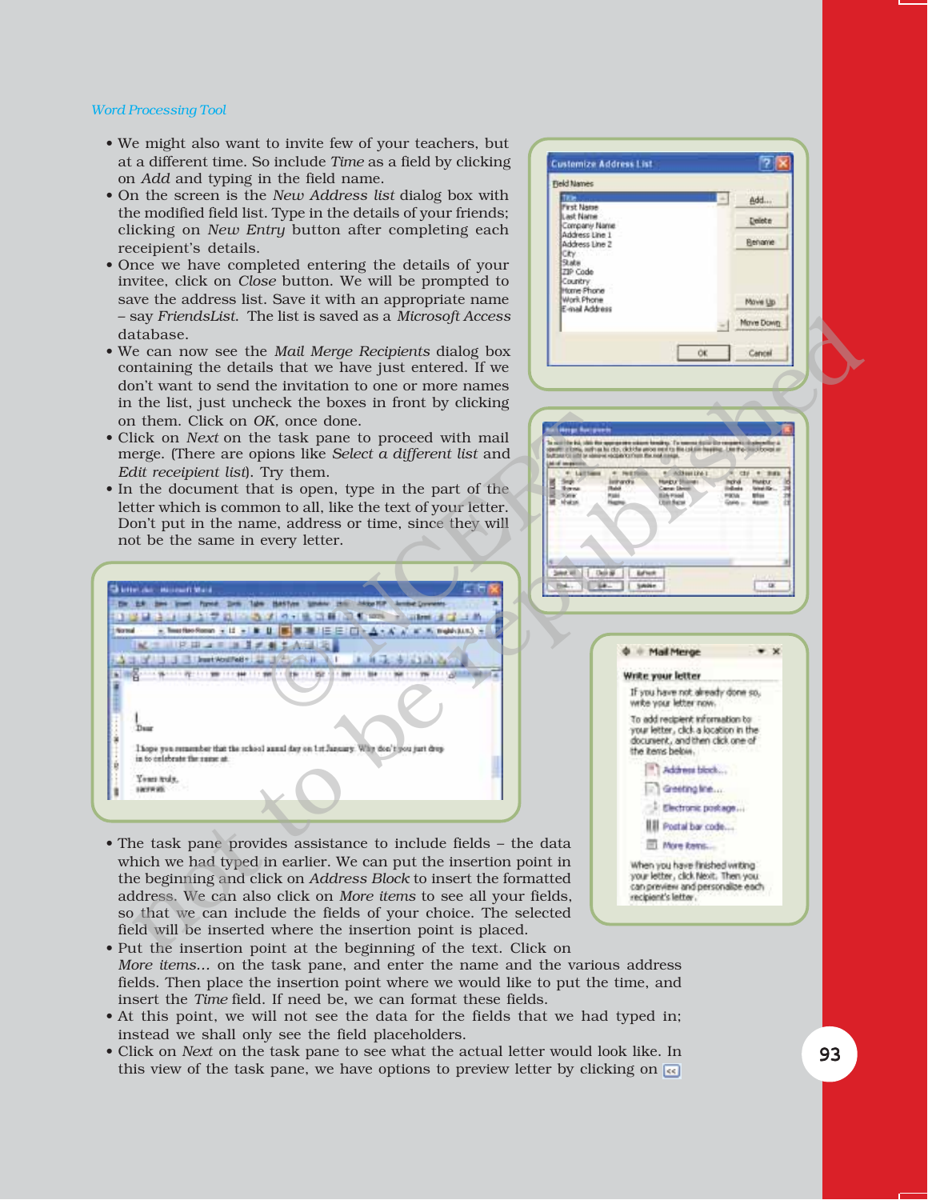- We might also want to invite few of your teachers, but at a different time. So include *Time* as a field by clicking on *Add* and typing in the field name.
- On the screen is the *New Address list* dialog box with the modified field list. Type in the details of your friends; clicking on *New Entry* button after completing each receipient's details.
- Once we have completed entering the details of your invitee, click on *Close* button. We will be prompted to save the address list. Save it with an appropriate name – say *FriendsList.* The list is saved as a *Microsoft Access* database.
- We can now see the *Mail Merge Recipients* dialog box containing the details that we have just entered. If we don't want to send the invitation to one or more names in the list, just uncheck the boxes in front by clicking on them. Click on *OK*, once done.
- Click on *Next* on the task pane to proceed with mail merge. (There are opions like *Select a different list* and *Edit receipient list*). Try them.
- In the document that is open, type in the part of the letter which is common to all, like the text of your letter. Don't put in the name, address or time, since they will not be the same in every letter.
- The task pane provides assistance to include fields – the data which we had typed in earlier. We can put the insertion point in the beginning and click on *Address Block* to insert the formatted address. We can also click on *More items* to see all your fields, so that we can include the fields of your choice. The selected field will be inserted where the insertion point is placed.
- Put the insertion point at the beginning of the text. Click on *More items...* on the task pane, and enter the name and the various address fields. Then place the insertion point where we would like to put the time, and insert the *Time* field. If need be, we can format these fields.
- At this point, we will not see the data for the fields that we had typed in; instead we shall only see the field placeholders.
- Click on *Next* on the task pane to see what the actual letter would look like. In this view of the task pane, we have options to preview letter by clicking on <<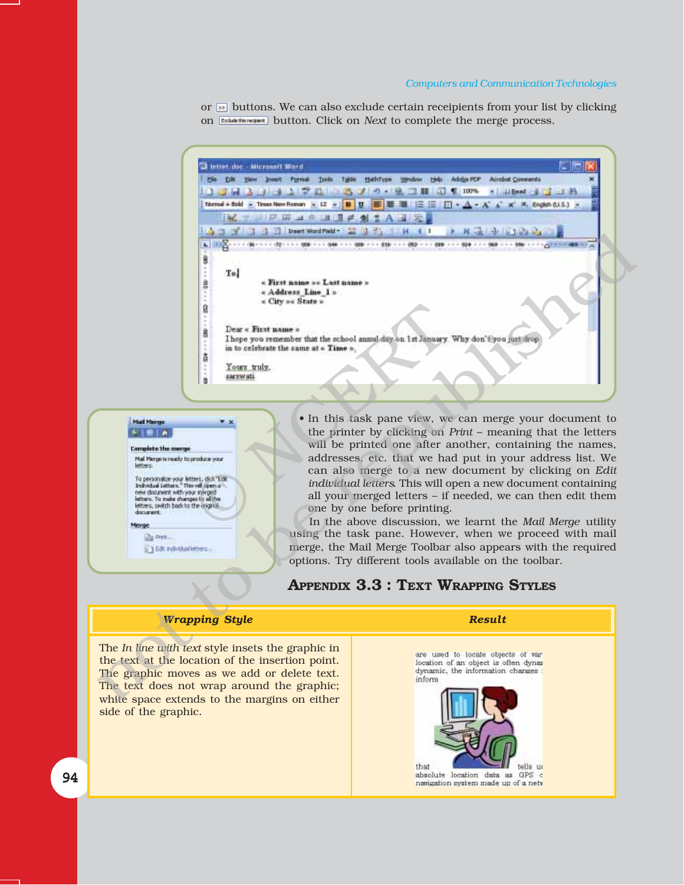or [>>] buttons. We can also exclude certain receipients from your list by clicking on [Exclude this recipient] button. Click on *Next* to complete the merge process.

- In this task pane view, we can merge your document to the printer by clicking on *Print* – meaning that the letters will be printed one after another, containing the names, addresses, etc. that we had put in your address list. We can also merge to a new document by clicking on *Edit individual letters*. This will open a new document containing all your merged letters – if needed, we can then edit them one by one before printing.

In the above discussion, we learnt the *Mail Merge* utility using the task pane. However, when we proceed with mail merge, the Mail Merge Toolbar also appears with the required options. Try different tools available on the toolbar.

## Appendix 3.3 : Text Wrapping Styles

| *Wrapping Style* | *Result* |
|---|---|
| The *In line with text* style insets the graphic in the text at the location of the insertion point. The graphic moves as we add or delete text. The text does not wrap around the graphic; white space extends to the margins on either side of the graphic. | |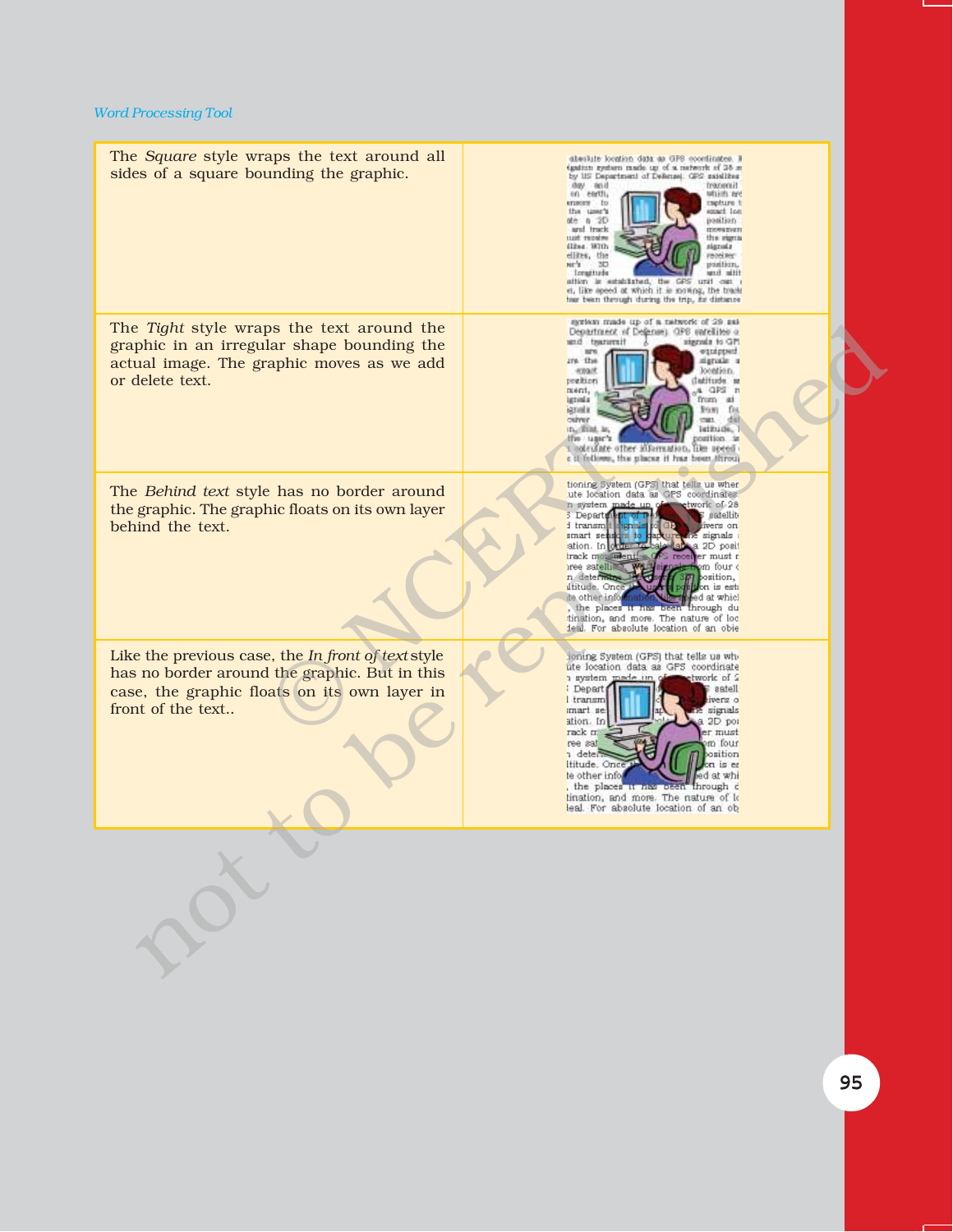| | |
|---|---|
| The *Square* style wraps the text around all sides of a square bounding the graphic. | |
| The *Tight* style wraps the text around the graphic in an irregular shape bounding the actual image. The graphic moves as we add or delete text. | |
| The *Behind text* style has no border around the graphic. The graphic floats on its own layer behind the text. | |
| Like the previous case, the *In front of text* style has no border around the graphic. But in this case, the graphic floats on its own layer in front of the text.. | |